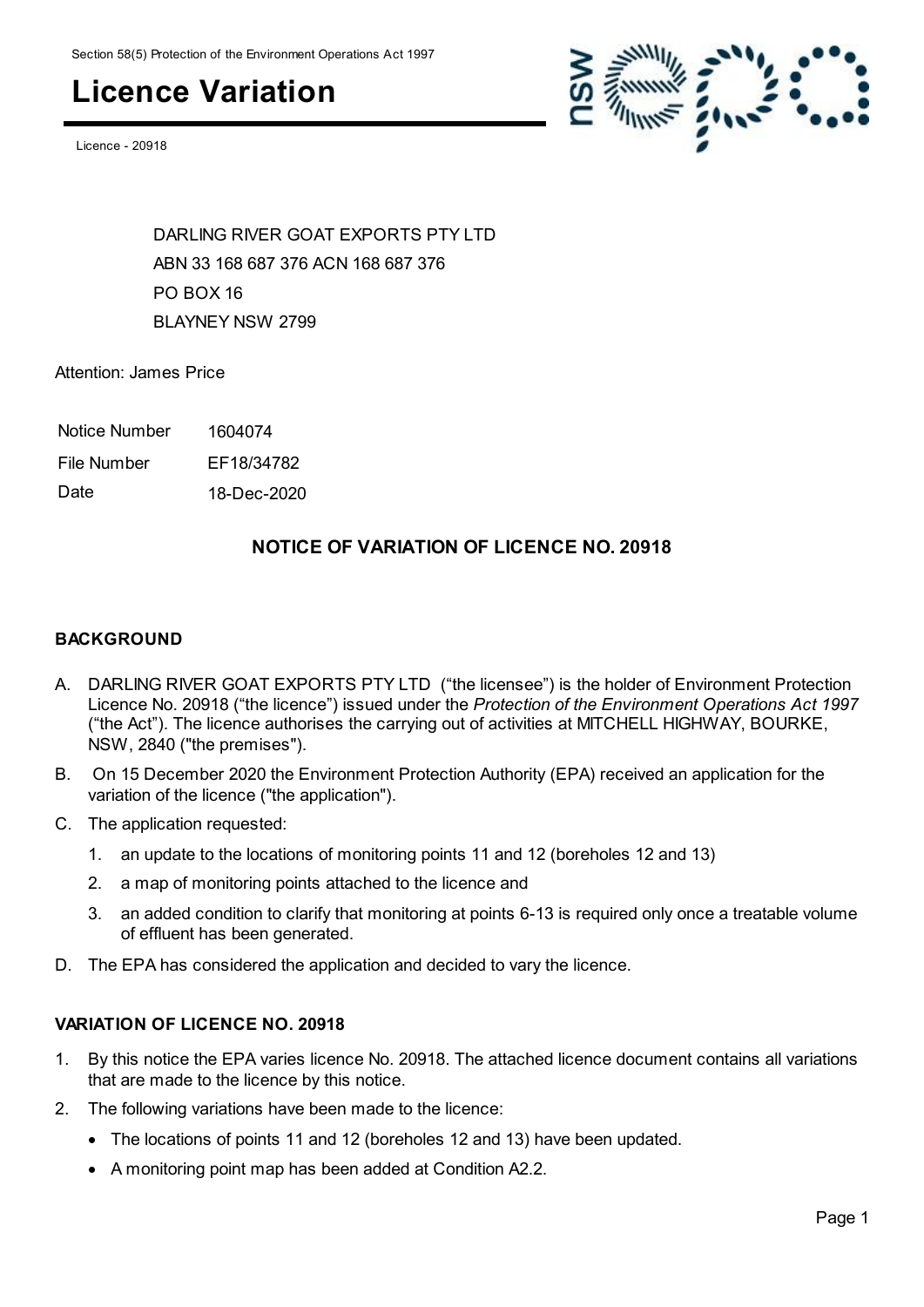Section 58(5) Protection of the Environment Operations Act 1997

# Licence Variation

Licence - 20918

DARLING RIVER GOAT EXPORTS PTY LTD
ABN 33 168 687 376 ACN 168 687 376
PO BOX 16
BLAYNEY NSW 2799

Attention: James Price

| | |
|---|---|
| Notice Number | 1604074 |
| File Number | EF18/34782 |
| Date | 18-Dec-2020 |

## NOTICE OF VARIATION OF LICENCE NO. 20918

### BACKGROUND

A. DARLING RIVER GOAT EXPORTS PTY LTD ("the licensee") is the holder of Environment Protection Licence No. 20918 ("the licence") issued under the *Protection of the Environment Operations Act 1997* ("the Act"). The licence authorises the carrying out of activities at MITCHELL HIGHWAY, BOURKE, NSW, 2840 ("the premises").

B. On 15 December 2020 the Environment Protection Authority (EPA) received an application for the variation of the licence ("the application").

C. The application requested:

   1. an update to the locations of monitoring points 11 and 12 (boreholes 12 and 13)
   2. a map of monitoring points attached to the licence and
   3. an added condition to clarify that monitoring at points 6-13 is required only once a treatable volume of effluent has been generated.

D. The EPA has considered the application and decided to vary the licence.

### VARIATION OF LICENCE NO. 20918

1. By this notice the EPA varies licence No. 20918. The attached licence document contains all variations that are made to the licence by this notice.
2. The following variations have been made to the licence:
   - The locations of points 11 and 12 (boreholes 12 and 13) have been updated.
   - A monitoring point map has been added at Condition A2.2.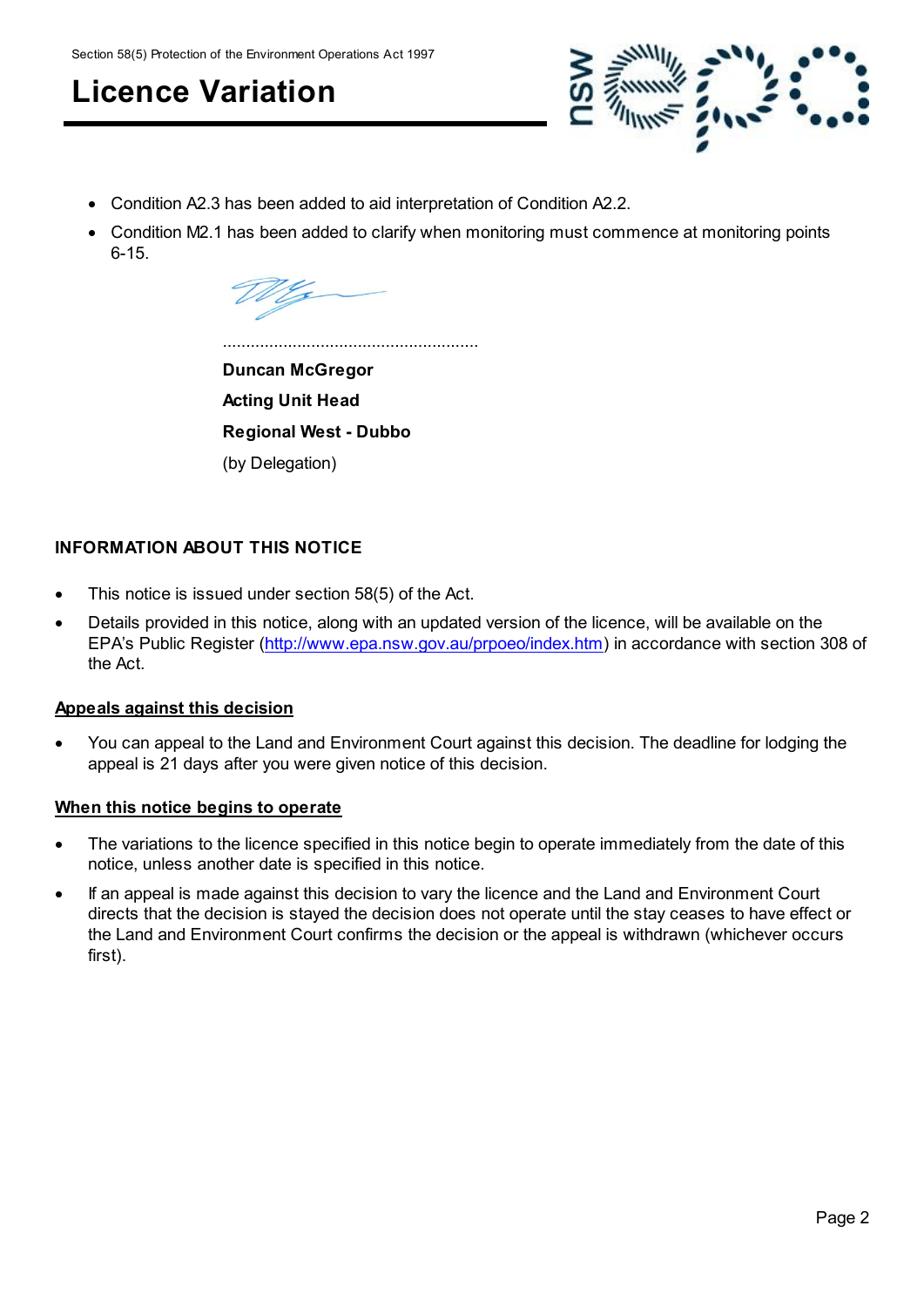- Condition A2.3 has been added to aid interpretation of Condition A2.2.
- Condition M2.1 has been added to clarify when monitoring must commence at monitoring points 6-15.

.......................................................

**Duncan McGregor**

**Acting Unit Head**

**Regional West - Dubbo**

(by Delegation)

**INFORMATION ABOUT THIS NOTICE**

- This notice is issued under section 58(5) of the Act.
- Details provided in this notice, along with an updated version of the licence, will be available on the EPA's Public Register (http://www.epa.nsw.gov.au/prpoeo/index.htm) in accordance with section 308 of the Act.

**Appeals against this decision**

- You can appeal to the Land and Environment Court against this decision. The deadline for lodging the appeal is 21 days after you were given notice of this decision.

**When this notice begins to operate**

- The variations to the licence specified in this notice begin to operate immediately from the date of this notice, unless another date is specified in this notice.
- If an appeal is made against this decision to vary the licence and the Land and Environment Court directs that the decision is stayed the decision does not operate until the stay ceases to have effect or the Land and Environment Court confirms the decision or the appeal is withdrawn (whichever occurs first).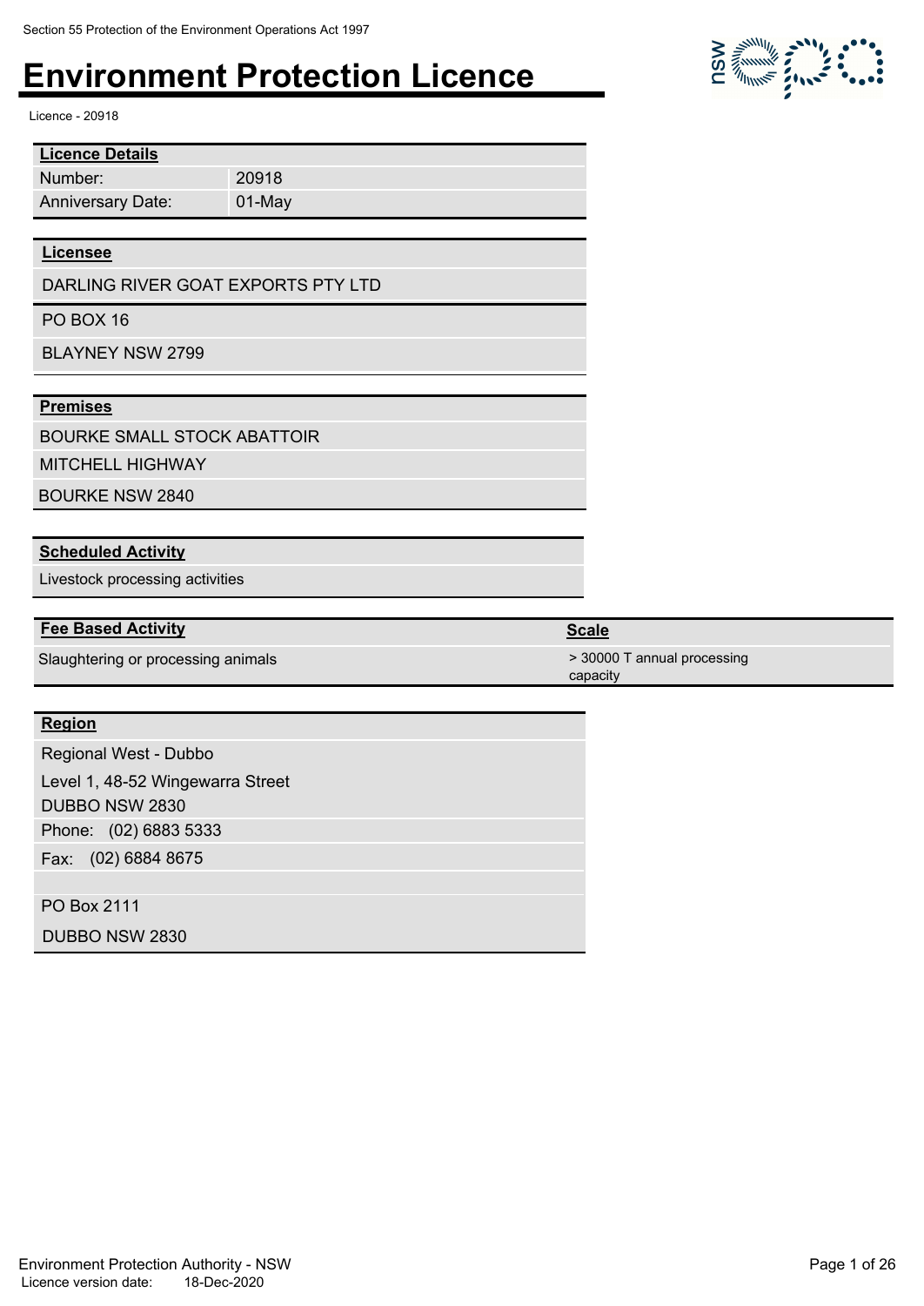Section 55 Protection of the Environment Operations Act 1997

# Environment Protection Licence

Licence - 20918

| **Licence Details** | |
|---|---|
| Number: | 20918 |
| Anniversary Date: | 01-May |

**Licensee**

DARLING RIVER GOAT EXPORTS PTY LTD

PO BOX 16

BLAYNEY NSW 2799

**Premises**

BOURKE SMALL STOCK ABATTOIR

MITCHELL HIGHWAY

BOURKE NSW 2840

**Scheduled Activity**

Livestock processing activities

| **Fee Based Activity** | **Scale** |
|---|---|
| Slaughtering or processing animals | > 30000 T annual processing capacity |

**Region**

Regional West - Dubbo

Level 1, 48-52 Wingewarra Street

DUBBO NSW 2830

Phone: (02) 6883 5333

Fax: (02) 6884 8675

PO Box 2111

DUBBO NSW 2830

Environment Protection Authority - NSW

Licence version date: 18-Dec-2020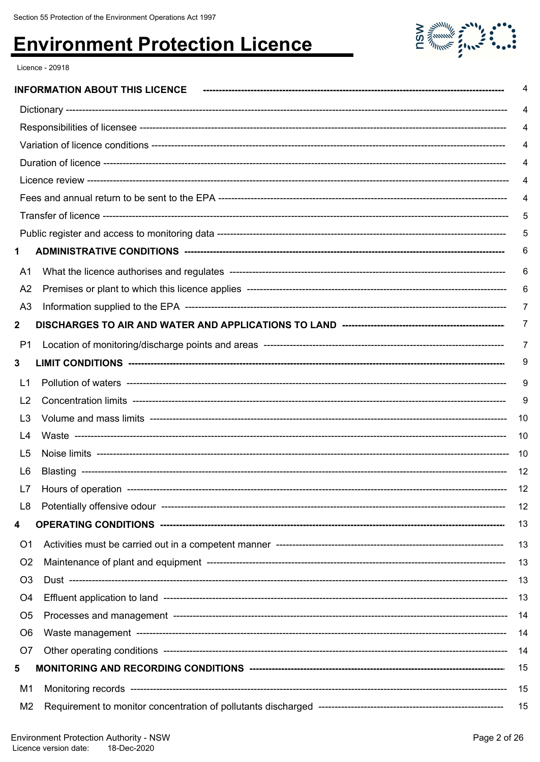# Environment Protection Licence

Licence - 20918

| | |
|---|---|
| **INFORMATION ABOUT THIS LICENCE** | 4 |
| Dictionary | 4 |
| Responsibilities of licensee | 4 |
| Variation of licence conditions | 4 |
| Duration of licence | 4 |
| Licence review | 4 |
| Fees and annual return to be sent to the EPA | 4 |
| Transfer of licence | 5 |
| Public register and access to monitoring data | 5 |
| **1 ADMINISTRATIVE CONDITIONS** | 6 |
| A1 What the licence authorises and regulates | 6 |
| A2 Premises or plant to which this licence applies | 6 |
| A3 Information supplied to the EPA | 7 |
| **2 DISCHARGES TO AIR AND WATER AND APPLICATIONS TO LAND** | 7 |
| P1 Location of monitoring/discharge points and areas | 7 |
| **3 LIMIT CONDITIONS** | 9 |
| L1 Pollution of waters | 9 |
| L2 Concentration limits | 9 |
| L3 Volume and mass limits | 10 |
| L4 Waste | 10 |
| L5 Noise limits | 10 |
| L6 Blasting | 12 |
| L7 Hours of operation | 12 |
| L8 Potentially offensive odour | 12 |
| **4 OPERATING CONDITIONS** | 13 |
| O1 Activities must be carried out in a competent manner | 13 |
| O2 Maintenance of plant and equipment | 13 |
| O3 Dust | 13 |
| O4 Effluent application to land | 13 |
| O5 Processes and management | 14 |
| O6 Waste management | 14 |
| O7 Other operating conditions | 14 |
| **5 MONITORING AND RECORDING CONDITIONS** | 15 |
| M1 Monitoring records | 15 |
| M2 Requirement to monitor concentration of pollutants discharged | 15 |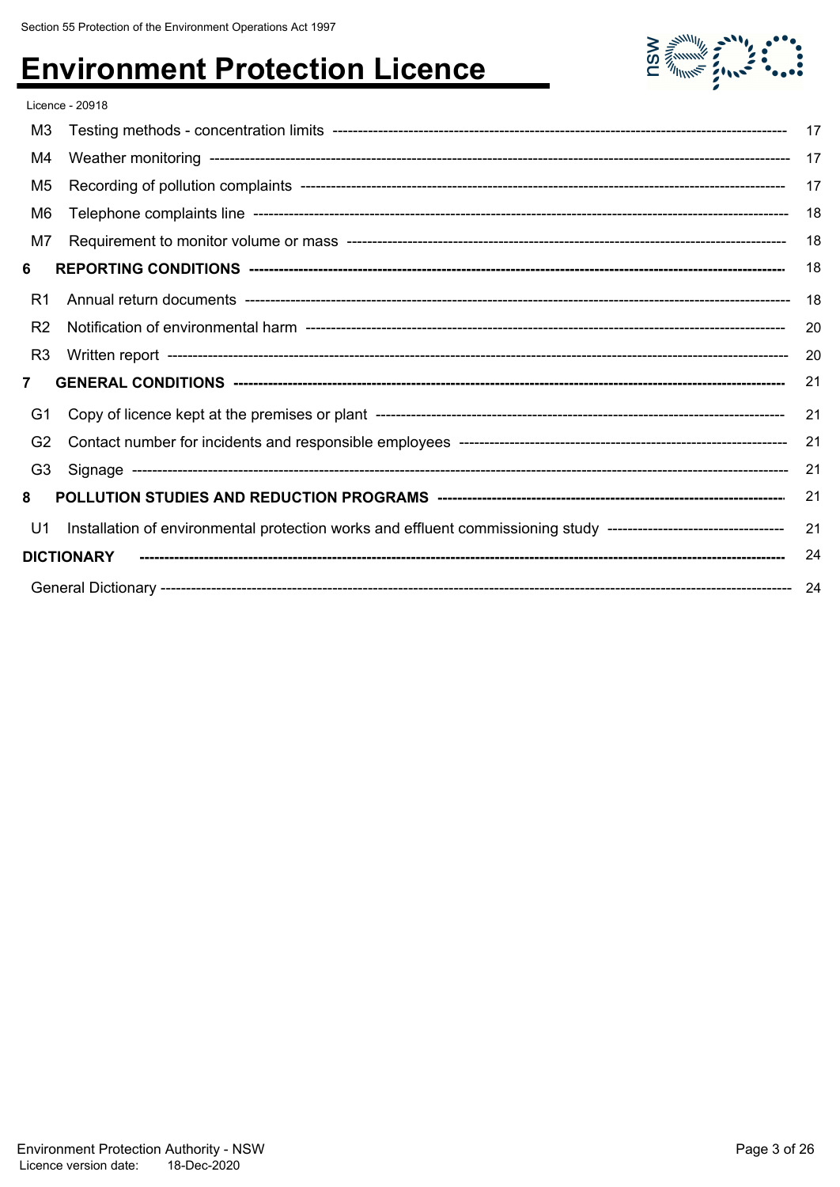| | | |
|---|---|---|
| M3 | Testing methods - concentration limits | 17 |
| M4 | Weather monitoring | 17 |
| M5 | Recording of pollution complaints | 17 |
| M6 | Telephone complaints line | 18 |
| M7 | Requirement to monitor volume or mass | 18 |
| **6** | **REPORTING CONDITIONS** | 18 |
| R1 | Annual return documents | 18 |
| R2 | Notification of environmental harm | 20 |
| R3 | Written report | 20 |
| **7** | **GENERAL CONDITIONS** | 21 |
| G1 | Copy of licence kept at the premises or plant | 21 |
| G2 | Contact number for incidents and responsible employees | 21 |
| G3 | Signage | 21 |
| **8** | **POLLUTION STUDIES AND REDUCTION PROGRAMS** | 21 |
| U1 | Installation of environmental protection works and effluent commissioning study | 21 |
| **DICTIONARY** | | 24 |
| General Dictionary | | 24 |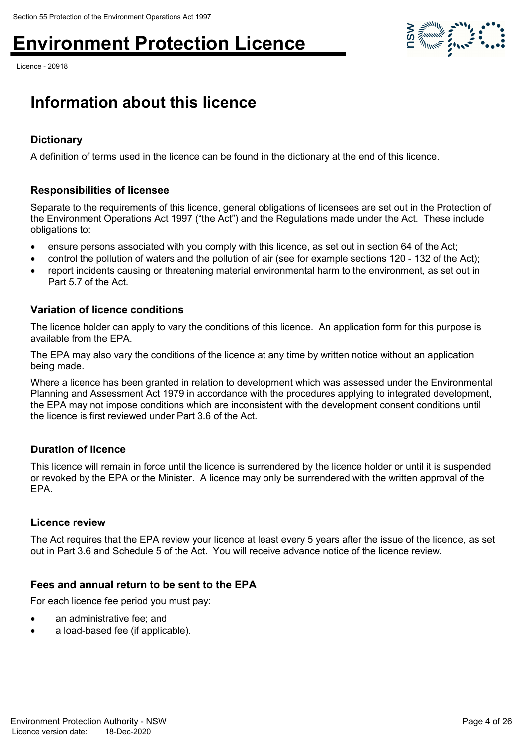# Information about this licence

### Dictionary

A definition of terms used in the licence can be found in the dictionary at the end of this licence.

### Responsibilities of licensee

Separate to the requirements of this licence, general obligations of licensees are set out in the Protection of the Environment Operations Act 1997 ("the Act") and the Regulations made under the Act. These include obligations to:

- ensure persons associated with you comply with this licence, as set out in section 64 of the Act;
- control the pollution of waters and the pollution of air (see for example sections 120 - 132 of the Act);
- report incidents causing or threatening material environmental harm to the environment, as set out in Part 5.7 of the Act.

### Variation of licence conditions

The licence holder can apply to vary the conditions of this licence. An application form for this purpose is available from the EPA.

The EPA may also vary the conditions of the licence at any time by written notice without an application being made.

Where a licence has been granted in relation to development which was assessed under the Environmental Planning and Assessment Act 1979 in accordance with the procedures applying to integrated development, the EPA may not impose conditions which are inconsistent with the development consent conditions until the licence is first reviewed under Part 3.6 of the Act.

### Duration of licence

This licence will remain in force until the licence is surrendered by the licence holder or until it is suspended or revoked by the EPA or the Minister. A licence may only be surrendered with the written approval of the EPA.

### Licence review

The Act requires that the EPA review your licence at least every 5 years after the issue of the licence, as set out in Part 3.6 and Schedule 5 of the Act. You will receive advance notice of the licence review.

### Fees and annual return to be sent to the EPA

For each licence fee period you must pay:

- an administrative fee; and
- a load-based fee (if applicable).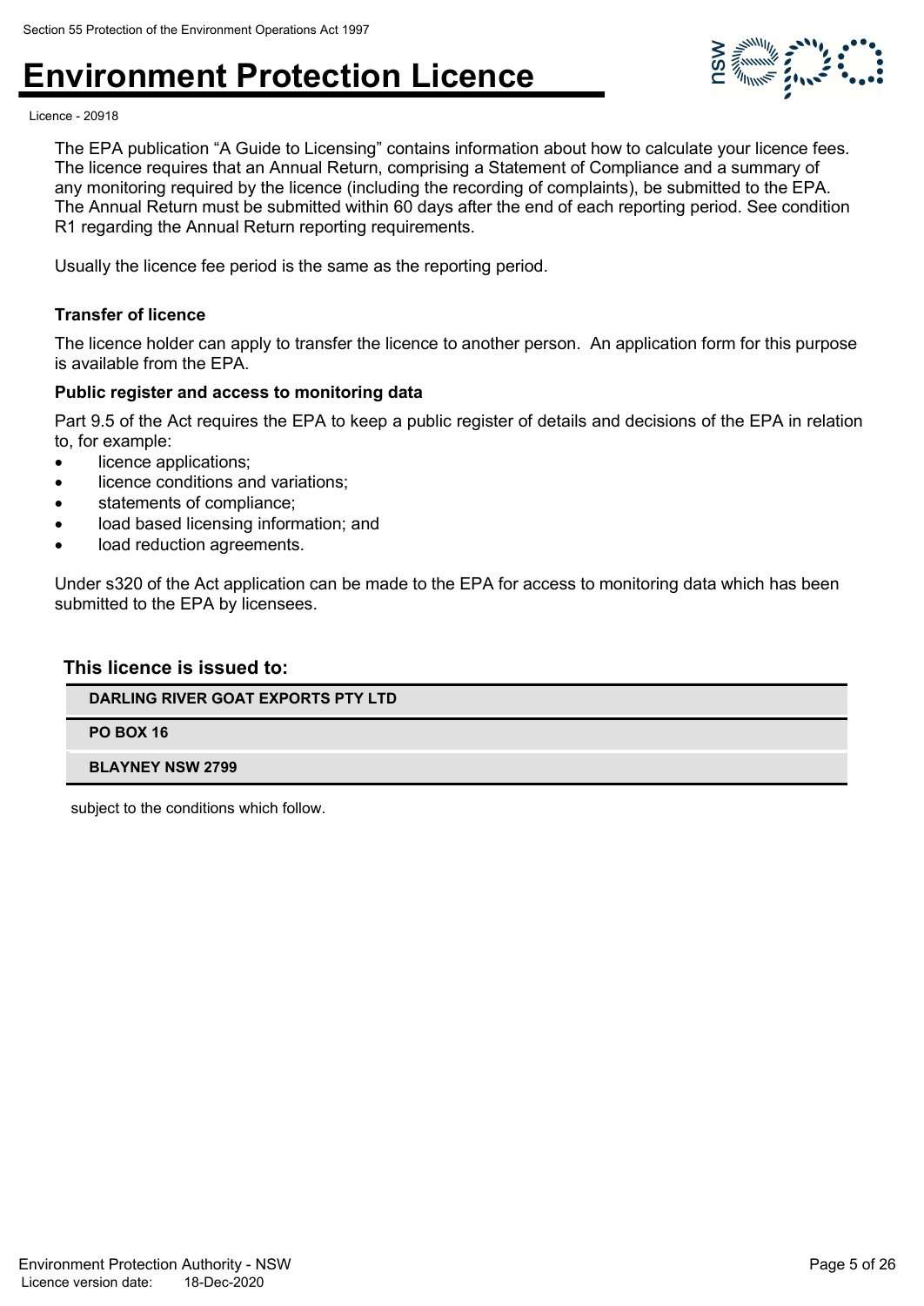The EPA publication "A Guide to Licensing" contains information about how to calculate your licence fees. The licence requires that an Annual Return, comprising a Statement of Compliance and a summary of any monitoring required by the licence (including the recording of complaints), be submitted to the EPA. The Annual Return must be submitted within 60 days after the end of each reporting period. See condition R1 regarding the Annual Return reporting requirements.

Usually the licence fee period is the same as the reporting period.

### Transfer of licence

The licence holder can apply to transfer the licence to another person. An application form for this purpose is available from the EPA.

### Public register and access to monitoring data

Part 9.5 of the Act requires the EPA to keep a public register of details and decisions of the EPA in relation to, for example:

- licence applications;
- licence conditions and variations;
- statements of compliance;
- load based licensing information; and
- load reduction agreements.

Under s320 of the Act application can be made to the EPA for access to monitoring data which has been submitted to the EPA by licensees.

### This licence is issued to:

| |
|---|
| **DARLING RIVER GOAT EXPORTS PTY LTD** |
| **PO BOX 16** |
| **BLAYNEY NSW 2799** |

subject to the conditions which follow.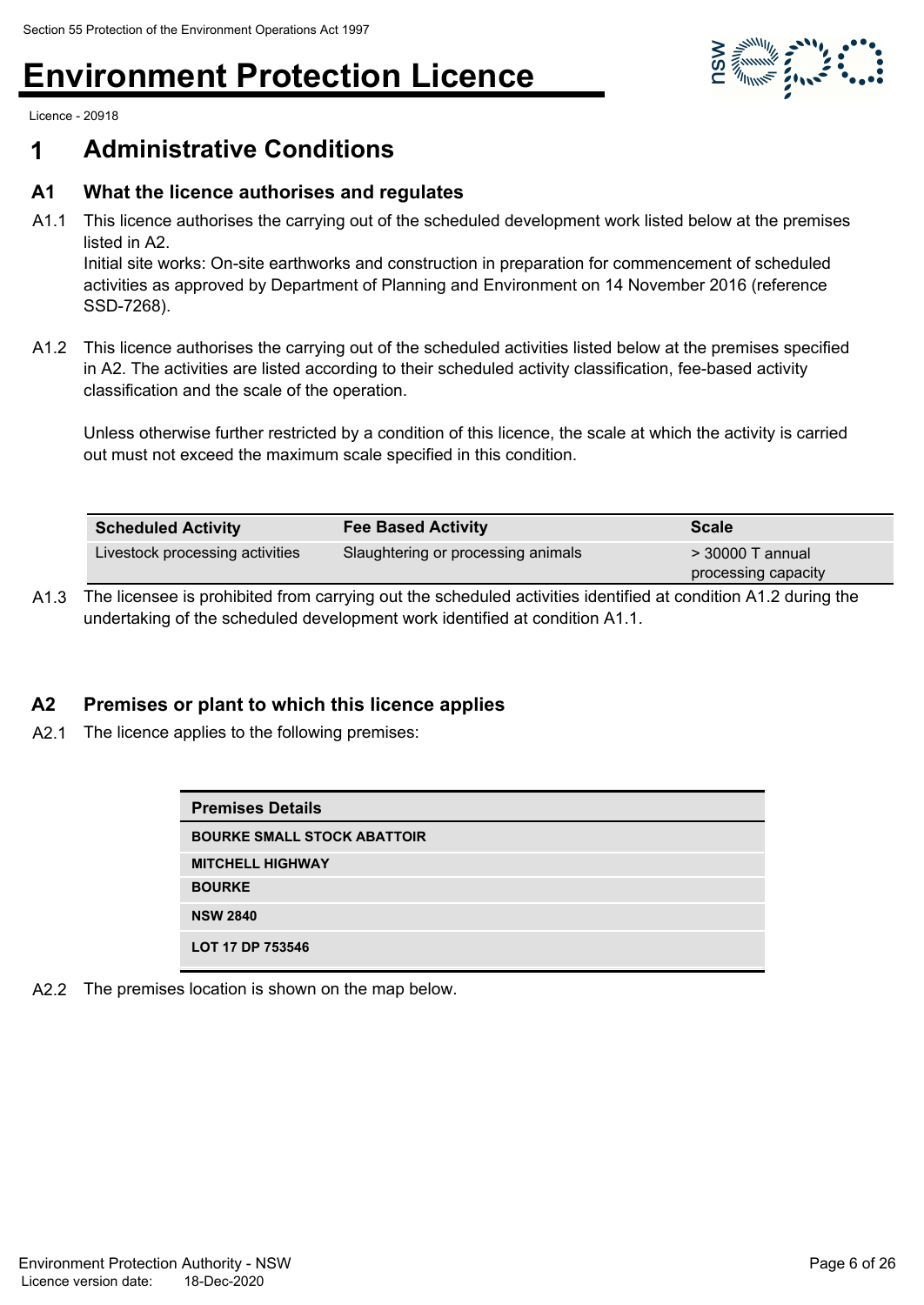# 1 Administrative Conditions

## A1 What the licence authorises and regulates

A1.1 This licence authorises the carrying out of the scheduled development work listed below at the premises listed in A2.
Initial site works: On-site earthworks and construction in preparation for commencement of scheduled activities as approved by Department of Planning and Environment on 14 November 2016 (reference SSD-7268).

A1.2 This licence authorises the carrying out of the scheduled activities listed below at the premises specified in A2. The activities are listed according to their scheduled activity classification, fee-based activity classification and the scale of the operation.

Unless otherwise further restricted by a condition of this licence, the scale at which the activity is carried out must not exceed the maximum scale specified in this condition.

| Scheduled Activity | Fee Based Activity | Scale |
| --- | --- | --- |
| Livestock processing activities | Slaughtering or processing animals | > 30000 T annual processing capacity |

A1.3 The licensee is prohibited from carrying out the scheduled activities identified at condition A1.2 during the undertaking of the scheduled development work identified at condition A1.1.

## A2 Premises or plant to which this licence applies

A2.1 The licence applies to the following premises:

| Premises Details |
| --- |
| BOURKE SMALL STOCK ABATTOIR |
| MITCHELL HIGHWAY |
| BOURKE |
| NSW 2840 |
| LOT 17 DP 753546 |

A2.2 The premises location is shown on the map below.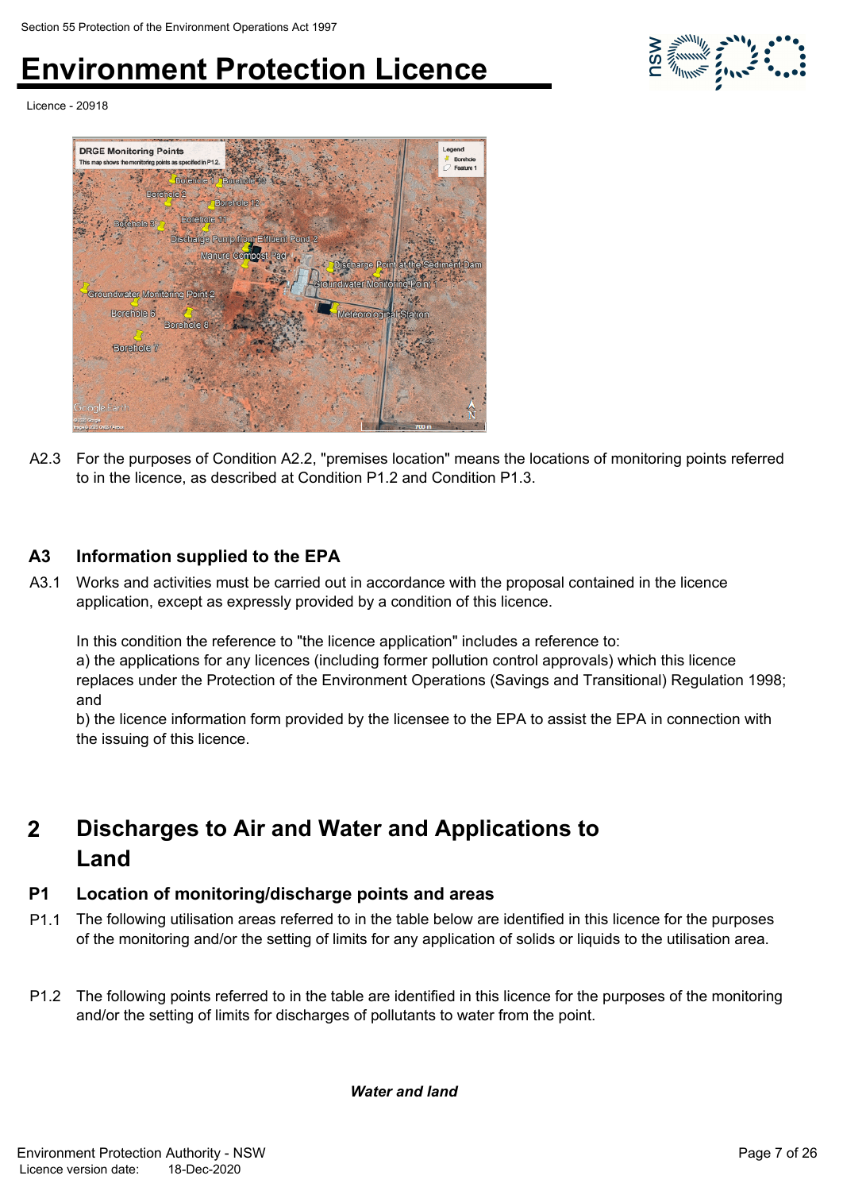A2.3 For the purposes of Condition A2.2, "premises location" means the locations of monitoring points referred to in the licence, as described at Condition P1.2 and Condition P1.3.

## A3 Information supplied to the EPA

A3.1 Works and activities must be carried out in accordance with the proposal contained in the licence application, except as expressly provided by a condition of this licence.

In this condition the reference to "the licence application" includes a reference to:
a) the applications for any licences (including former pollution control approvals) which this licence replaces under the Protection of the Environment Operations (Savings and Transitional) Regulation 1998; and
b) the licence information form provided by the licensee to the EPA to assist the EPA in connection with the issuing of this licence.

# 2 Discharges to Air and Water and Applications to Land

## P1 Location of monitoring/discharge points and areas

P1.1 The following utilisation areas referred to in the table below are identified in this licence for the purposes of the monitoring and/or the setting of limits for any application of solids or liquids to the utilisation area.

P1.2 The following points referred to in the table are identified in this licence for the purposes of the monitoring and/or the setting of limits for discharges of pollutants to water from the point.

***Water and land***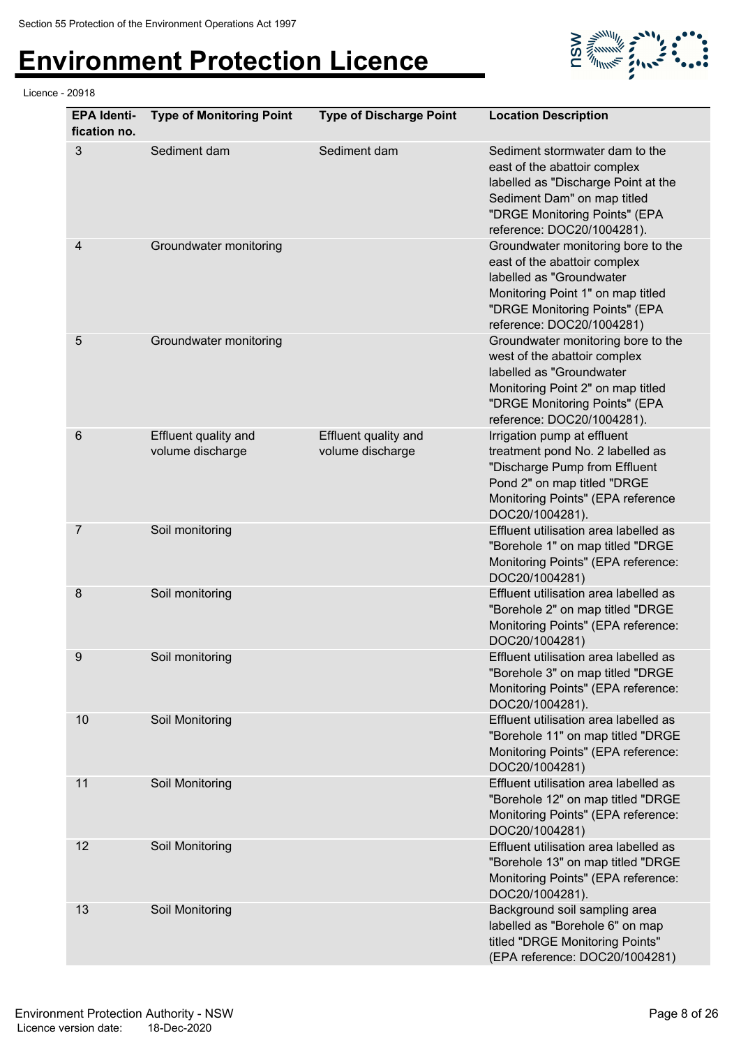| EPA Identi-fication no. | Type of Monitoring Point | Type of Discharge Point | Location Description |
|---|---|---|---|
| 3 | Sediment dam | Sediment dam | Sediment stormwater dam to the east of the abattoir complex labelled as "Discharge Point at the Sediment Dam" on map titled "DRGE Monitoring Points" (EPA reference: DOC20/1004281). |
| 4 | Groundwater monitoring | | Groundwater monitoring bore to the east of the abattoir complex labelled as "Groundwater Monitoring Point 1" on map titled "DRGE Monitoring Points" (EPA reference: DOC20/1004281) |
| 5 | Groundwater monitoring | | Groundwater monitoring bore to the west of the abattoir complex labelled as "Groundwater Monitoring Point 2" on map titled "DRGE Monitoring Points" (EPA reference: DOC20/1004281). |
| 6 | Effluent quality and volume discharge | Effluent quality and volume discharge | Irrigation pump at effluent treatment pond No. 2 labelled as "Discharge Pump from Effluent Pond 2" on map titled "DRGE Monitoring Points" (EPA reference DOC20/1004281). |
| 7 | Soil monitoring | | Effluent utilisation area labelled as "Borehole 1" on map titled "DRGE Monitoring Points" (EPA reference: DOC20/1004281) |
| 8 | Soil monitoring | | Effluent utilisation area labelled as "Borehole 2" on map titled "DRGE Monitoring Points" (EPA reference: DOC20/1004281) |
| 9 | Soil monitoring | | Effluent utilisation area labelled as "Borehole 3" on map titled "DRGE Monitoring Points" (EPA reference: DOC20/1004281). |
| 10 | Soil Monitoring | | Effluent utilisation area labelled as "Borehole 11" on map titled "DRGE Monitoring Points" (EPA reference: DOC20/1004281) |
| 11 | Soil Monitoring | | Effluent utilisation area labelled as "Borehole 12" on map titled "DRGE Monitoring Points" (EPA reference: DOC20/1004281) |
| 12 | Soil Monitoring | | Effluent utilisation area labelled as "Borehole 13" on map titled "DRGE Monitoring Points" (EPA reference: DOC20/1004281). |
| 13 | Soil Monitoring | | Background soil sampling area labelled as "Borehole 6" on map titled "DRGE Monitoring Points" (EPA reference: DOC20/1004281) |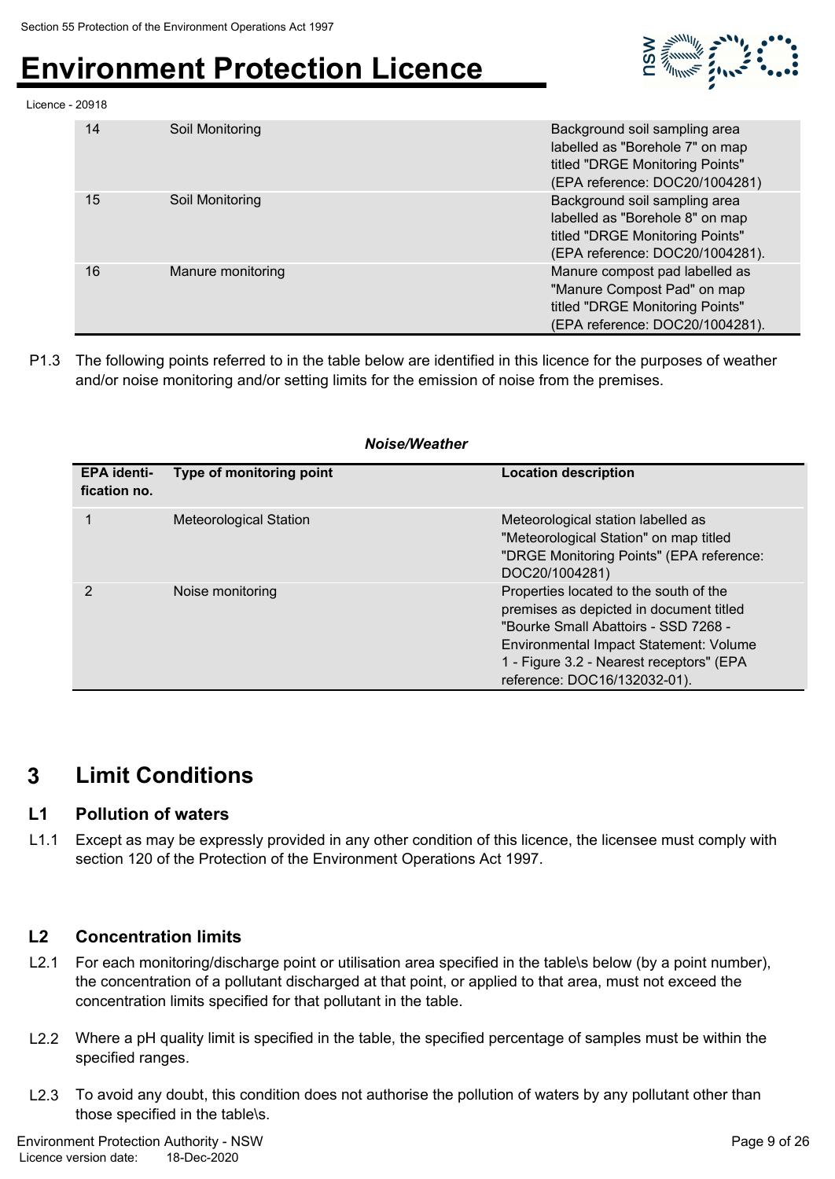| | | |
|---|---|---|
| 14 | Soil Monitoring | Background soil sampling area labelled as "Borehole 7" on map titled "DRGE Monitoring Points" (EPA reference: DOC20/1004281) |
| 15 | Soil Monitoring | Background soil sampling area labelled as "Borehole 8" on map titled "DRGE Monitoring Points" (EPA reference: DOC20/1004281). |
| 16 | Manure monitoring | Manure compost pad labelled as "Manure Compost Pad" on map titled "DRGE Monitoring Points" (EPA reference: DOC20/1004281). |

P1.3 The following points referred to in the table below are identified in this licence for the purposes of weather and/or noise monitoring and/or setting limits for the emission of noise from the premises.

***Noise/Weather***

| EPA identi-fication no. | Type of monitoring point | Location description |
|---|---|---|
| 1 | Meteorological Station | Meteorological station labelled as "Meteorological Station" on map titled "DRGE Monitoring Points" (EPA reference: DOC20/1004281) |
| 2 | Noise monitoring | Properties located to the south of the premises as depicted in document titled "Bourke Small Abattoirs - SSD 7268 - Environmental Impact Statement: Volume 1 - Figure 3.2 - Nearest receptors" (EPA reference: DOC16/132032-01). |

# 3 Limit Conditions

## L1 Pollution of waters

L1.1 Except as may be expressly provided in any other condition of this licence, the licensee must comply with section 120 of the Protection of the Environment Operations Act 1997.

## L2 Concentration limits

L2.1 For each monitoring/discharge point or utilisation area specified in the table\s below (by a point number), the concentration of a pollutant discharged at that point, or applied to that area, must not exceed the concentration limits specified for that pollutant in the table.

L2.2 Where a pH quality limit is specified in the table, the specified percentage of samples must be within the specified ranges.

L2.3 To avoid any doubt, this condition does not authorise the pollution of waters by any pollutant other than those specified in the table\s.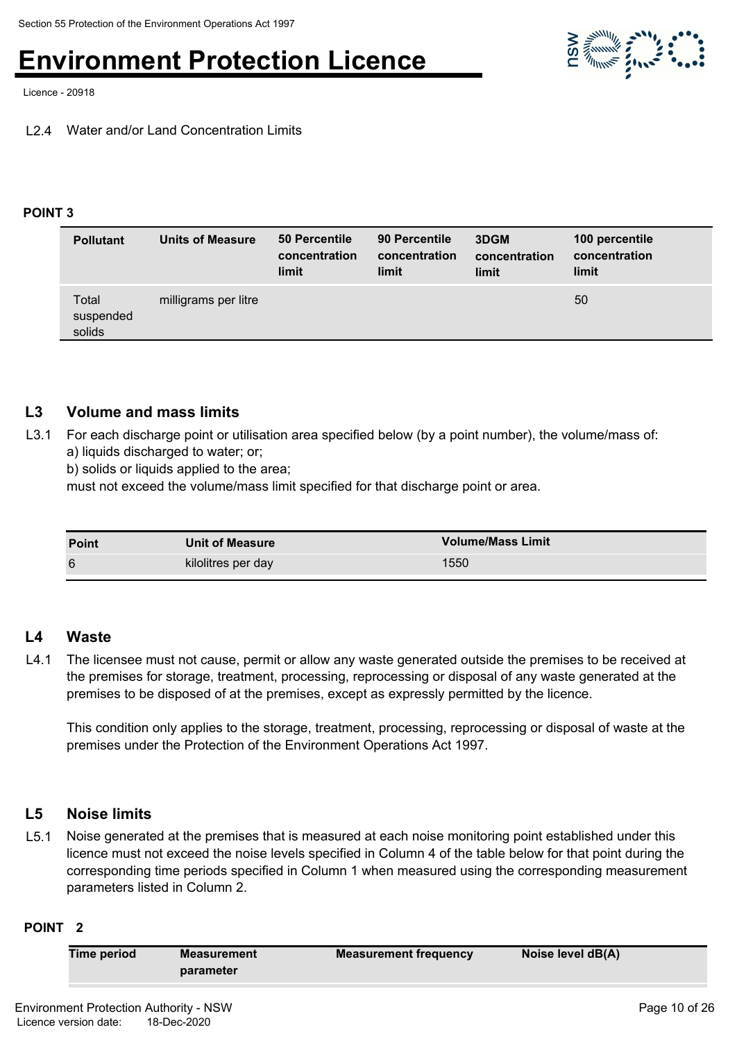L2.4 Water and/or Land Concentration Limits

**POINT 3**

| Pollutant | Units of Measure | 50 Percentile concentration limit | 90 Percentile concentration limit | 3DGM concentration limit | 100 percentile concentration limit |
|---|---|---|---|---|---|
| Total suspended solids | milligrams per litre | | | | 50 |

## L3 Volume and mass limits

L3.1 For each discharge point or utilisation area specified below (by a point number), the volume/mass of:
a) liquids discharged to water; or;
b) solids or liquids applied to the area;
must not exceed the volume/mass limit specified for that discharge point or area.

| Point | Unit of Measure | Volume/Mass Limit |
|---|---|---|
| 6 | kilolitres per day | 1550 |

## L4 Waste

L4.1 The licensee must not cause, permit or allow any waste generated outside the premises to be received at the premises for storage, treatment, processing, reprocessing or disposal of any waste generated at the premises to be disposed of at the premises, except as expressly permitted by the licence.

This condition only applies to the storage, treatment, processing, reprocessing or disposal of waste at the premises under the Protection of the Environment Operations Act 1997.

## L5 Noise limits

L5.1 Noise generated at the premises that is measured at each noise monitoring point established under this licence must not exceed the noise levels specified in Column 4 of the table below for that point during the corresponding time periods specified in Column 1 when measured using the corresponding measurement parameters listed in Column 2.

**POINT 2**

| Time period | Measurement parameter | Measurement frequency | Noise level dB(A) |
|---|---|---|---|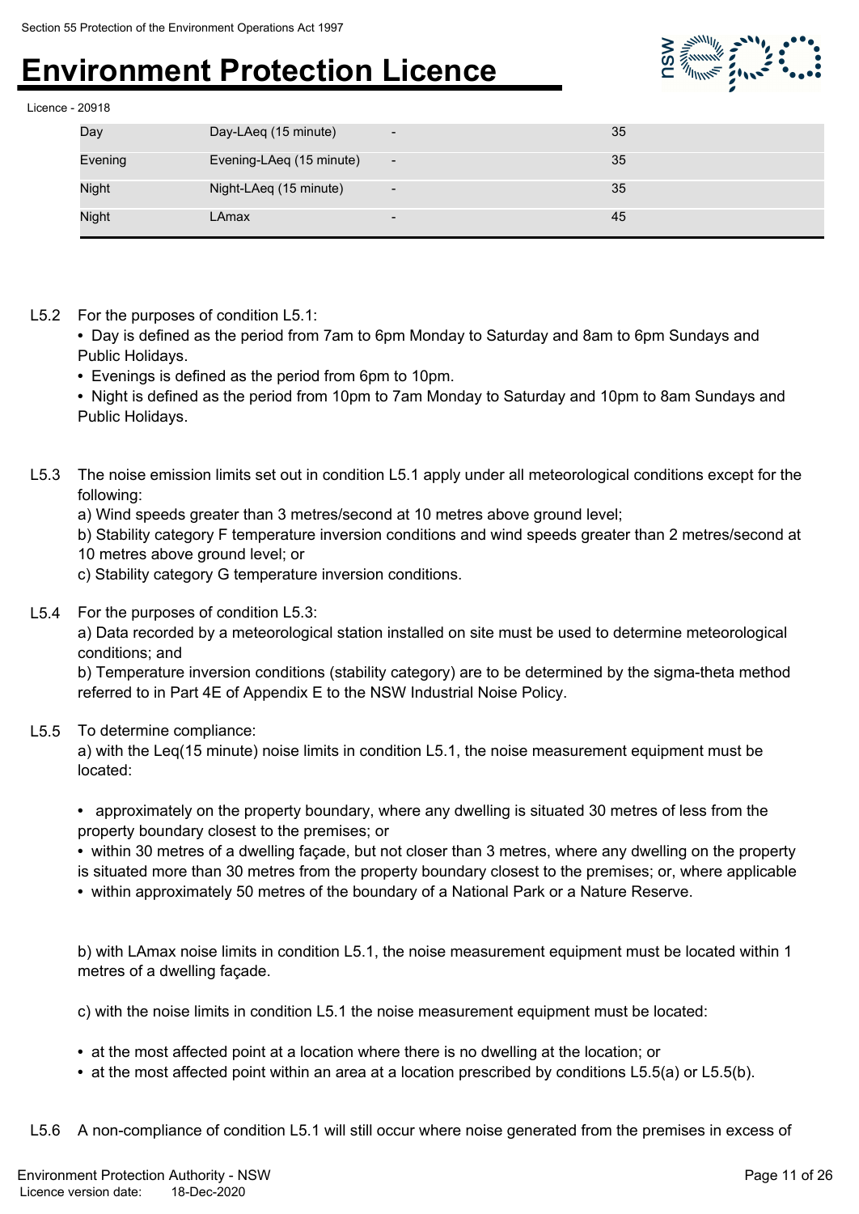| | | | |
|---|---|---|---|
| Day | Day-LAeq (15 minute) | - | 35 |
| Evening | Evening-LAeq (15 minute) | - | 35 |
| Night | Night-LAeq (15 minute) | - | 35 |
| Night | LAmax | - | 45 |

L5.2 For the purposes of condition L5.1:

- Day is defined as the period from 7am to 6pm Monday to Saturday and 8am to 6pm Sundays and Public Holidays.
- Evenings is defined as the period from 6pm to 10pm.
- Night is defined as the period from 10pm to 7am Monday to Saturday and 10pm to 8am Sundays and Public Holidays.

L5.3 The noise emission limits set out in condition L5.1 apply under all meteorological conditions except for the following:

a) Wind speeds greater than 3 metres/second at 10 metres above ground level;

b) Stability category F temperature inversion conditions and wind speeds greater than 2 metres/second at 10 metres above ground level; or

c) Stability category G temperature inversion conditions.

L5.4 For the purposes of condition L5.3:

a) Data recorded by a meteorological station installed on site must be used to determine meteorological conditions; and

b) Temperature inversion conditions (stability category) are to be determined by the sigma-theta method referred to in Part 4E of Appendix E to the NSW Industrial Noise Policy.

L5.5 To determine compliance:

a) with the Leq(15 minute) noise limits in condition L5.1, the noise measurement equipment must be located:

- approximately on the property boundary, where any dwelling is situated 30 metres of less from the property boundary closest to the premises; or
- within 30 metres of a dwelling façade, but not closer than 3 metres, where any dwelling on the property is situated more than 30 metres from the property boundary closest to the premises; or, where applicable
- within approximately 50 metres of the boundary of a National Park or a Nature Reserve.

b) with LAmax noise limits in condition L5.1, the noise measurement equipment must be located within 1 metres of a dwelling façade.

c) with the noise limits in condition L5.1 the noise measurement equipment must be located:

- at the most affected point at a location where there is no dwelling at the location; or
- at the most affected point within an area at a location prescribed by conditions L5.5(a) or L5.5(b).

L5.6 A non-compliance of condition L5.1 will still occur where noise generated from the premises in excess of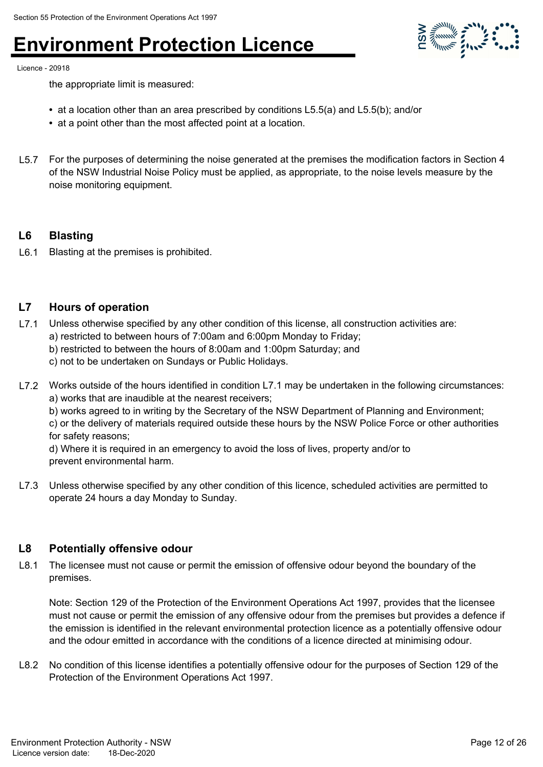the appropriate limit is measured:

- at a location other than an area prescribed by conditions L5.5(a) and L5.5(b); and/or
- at a point other than the most affected point at a location.

L5.7 For the purposes of determining the noise generated at the premises the modification factors in Section 4 of the NSW Industrial Noise Policy must be applied, as appropriate, to the noise levels measure by the noise monitoring equipment.

## L6 Blasting

L6.1 Blasting at the premises is prohibited.

## L7 Hours of operation

L7.1 Unless otherwise specified by any other condition of this license, all construction activities are:
a) restricted to between hours of 7:00am and 6:00pm Monday to Friday;
b) restricted to between the hours of 8:00am and 1:00pm Saturday; and
c) not to be undertaken on Sundays or Public Holidays.

L7.2 Works outside of the hours identified in condition L7.1 may be undertaken in the following circumstances:
a) works that are inaudible at the nearest receivers;
b) works agreed to in writing by the Secretary of the NSW Department of Planning and Environment;
c) or the delivery of materials required outside these hours by the NSW Police Force or other authorities for safety reasons;
d) Where it is required in an emergency to avoid the loss of lives, property and/or to prevent environmental harm.

L7.3 Unless otherwise specified by any other condition of this licence, scheduled activities are permitted to operate 24 hours a day Monday to Sunday.

## L8 Potentially offensive odour

L8.1 The licensee must not cause or permit the emission of offensive odour beyond the boundary of the premises.

Note: Section 129 of the Protection of the Environment Operations Act 1997, provides that the licensee must not cause or permit the emission of any offensive odour from the premises but provides a defence if the emission is identified in the relevant environmental protection licence as a potentially offensive odour and the odour emitted in accordance with the conditions of a licence directed at minimising odour.

L8.2 No condition of this license identifies a potentially offensive odour for the purposes of Section 129 of the Protection of the Environment Operations Act 1997.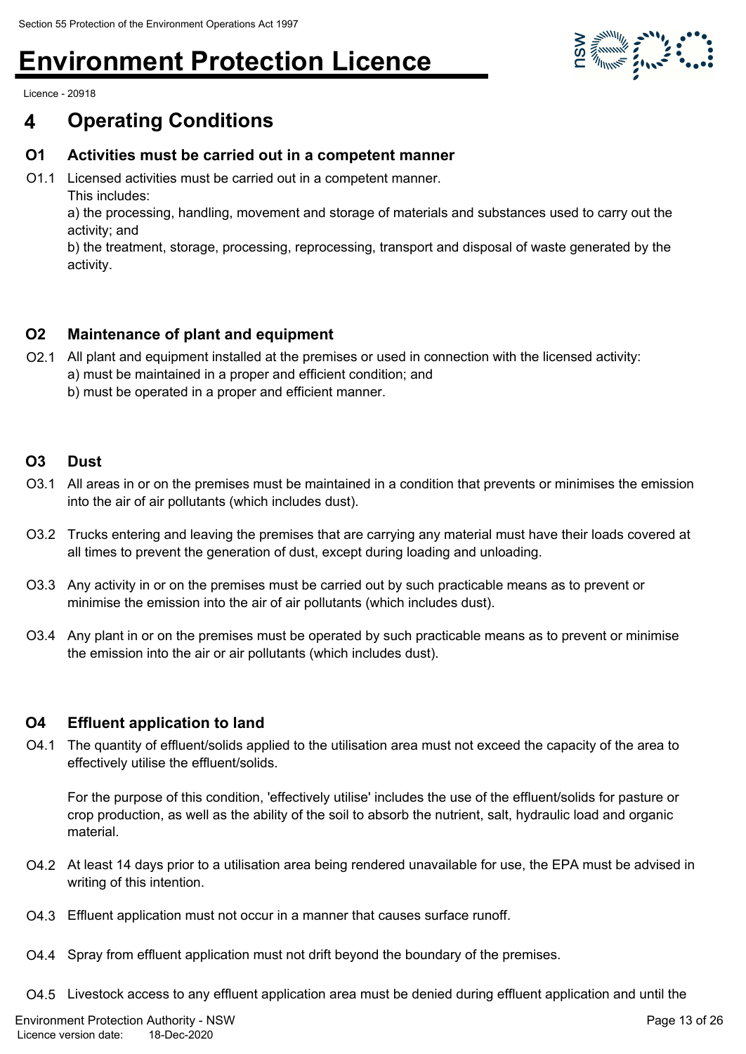# 4 Operating Conditions

## O1 Activities must be carried out in a competent manner

O1.1 Licensed activities must be carried out in a competent manner.
This includes:
a) the processing, handling, movement and storage of materials and substances used to carry out the activity; and
b) the treatment, storage, processing, reprocessing, transport and disposal of waste generated by the activity.

## O2 Maintenance of plant and equipment

O2.1 All plant and equipment installed at the premises or used in connection with the licensed activity:
a) must be maintained in a proper and efficient condition; and
b) must be operated in a proper and efficient manner.

## O3 Dust

O3.1 All areas in or on the premises must be maintained in a condition that prevents or minimises the emission into the air of air pollutants (which includes dust).

O3.2 Trucks entering and leaving the premises that are carrying any material must have their loads covered at all times to prevent the generation of dust, except during loading and unloading.

O3.3 Any activity in or on the premises must be carried out by such practicable means as to prevent or minimise the emission into the air of air pollutants (which includes dust).

O3.4 Any plant in or on the premises must be operated by such practicable means as to prevent or minimise the emission into the air or air pollutants (which includes dust).

## O4 Effluent application to land

O4.1 The quantity of effluent/solids applied to the utilisation area must not exceed the capacity of the area to effectively utilise the effluent/solids.

For the purpose of this condition, 'effectively utilise' includes the use of the effluent/solids for pasture or crop production, as well as the ability of the soil to absorb the nutrient, salt, hydraulic load and organic material.

O4.2 At least 14 days prior to a utilisation area being rendered unavailable for use, the EPA must be advised in writing of this intention.

O4.3 Effluent application must not occur in a manner that causes surface runoff.

O4.4 Spray from effluent application must not drift beyond the boundary of the premises.

O4.5 Livestock access to any effluent application area must be denied during effluent application and until the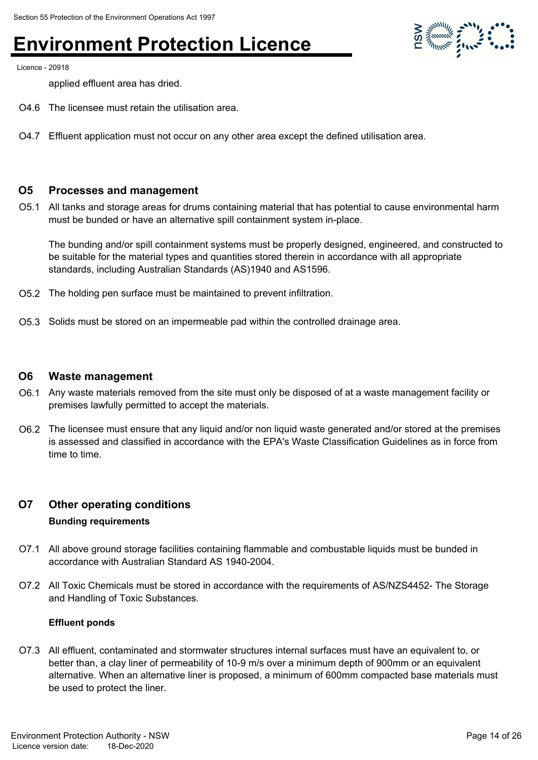applied effluent area has dried.

O4.6 The licensee must retain the utilisation area.

O4.7 Effluent application must not occur on any other area except the defined utilisation area.

## O5 Processes and management

O5.1 All tanks and storage areas for drums containing material that has potential to cause environmental harm must be bunded or have an alternative spill containment system in-place.

The bunding and/or spill containment systems must be properly designed, engineered, and constructed to be suitable for the material types and quantities stored therein in accordance with all appropriate standards, including Australian Standards (AS)1940 and AS1596.

O5.2 The holding pen surface must be maintained to prevent infiltration.

O5.3 Solids must be stored on an impermeable pad within the controlled drainage area.

## O6 Waste management

O6.1 Any waste materials removed from the site must only be disposed of at a waste management facility or premises lawfully permitted to accept the materials.

O6.2 The licensee must ensure that any liquid and/or non liquid waste generated and/or stored at the premises is assessed and classified in accordance with the EPA's Waste Classification Guidelines as in force from time to time.

## O7 Other operating conditions

**Bunding requirements**

O7.1 All above ground storage facilities containing flammable and combustable liquids must be bunded in accordance with Australian Standard AS 1940-2004.

O7.2 All Toxic Chemicals must be stored in accordance with the requirements of AS/NZS4452- The Storage and Handling of Toxic Substances.

**Effluent ponds**

O7.3 All effluent, contaminated and stormwater structures internal surfaces must have an equivalent to, or better than, a clay liner of permeability of 10-9 m/s over a minimum depth of 900mm or an equivalent alternative. When an alternative liner is proposed, a minimum of 600mm compacted base materials must be used to protect the liner.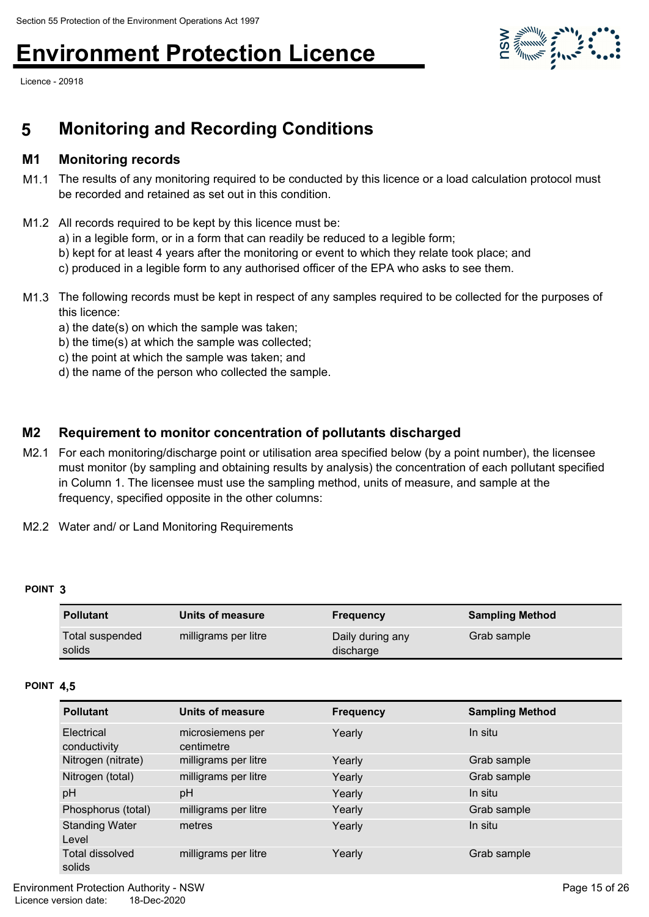## 5 Monitoring and Recording Conditions

### M1 Monitoring records

M1.1 The results of any monitoring required to be conducted by this licence or a load calculation protocol must be recorded and retained as set out in this condition.

M1.2 All records required to be kept by this licence must be:
a) in a legible form, or in a form that can readily be reduced to a legible form;
b) kept for at least 4 years after the monitoring or event to which they relate took place; and
c) produced in a legible form to any authorised officer of the EPA who asks to see them.

M1.3 The following records must be kept in respect of any samples required to be collected for the purposes of this licence:
a) the date(s) on which the sample was taken;
b) the time(s) at which the sample was collected;
c) the point at which the sample was taken; and
d) the name of the person who collected the sample.

### M2 Requirement to monitor concentration of pollutants discharged

M2.1 For each monitoring/discharge point or utilisation area specified below (by a point number), the licensee must monitor (by sampling and obtaining results by analysis) the concentration of each pollutant specified in Column 1. The licensee must use the sampling method, units of measure, and sample at the frequency, specified opposite in the other columns:

M2.2 Water and/ or Land Monitoring Requirements

**POINT 3**

| Pollutant | Units of measure | Frequency | Sampling Method |
|---|---|---|---|
| Total suspended solids | milligrams per litre | Daily during any discharge | Grab sample |

**POINT 4,5**

| Pollutant | Units of measure | Frequency | Sampling Method |
|---|---|---|---|
| Electrical conductivity | microsiemens per centimetre | Yearly | In situ |
| Nitrogen (nitrate) | milligrams per litre | Yearly | Grab sample |
| Nitrogen (total) | milligrams per litre | Yearly | Grab sample |
| pH | pH | Yearly | In situ |
| Phosphorus (total) | milligrams per litre | Yearly | Grab sample |
| Standing Water Level | metres | Yearly | In situ |
| Total dissolved solids | milligrams per litre | Yearly | Grab sample |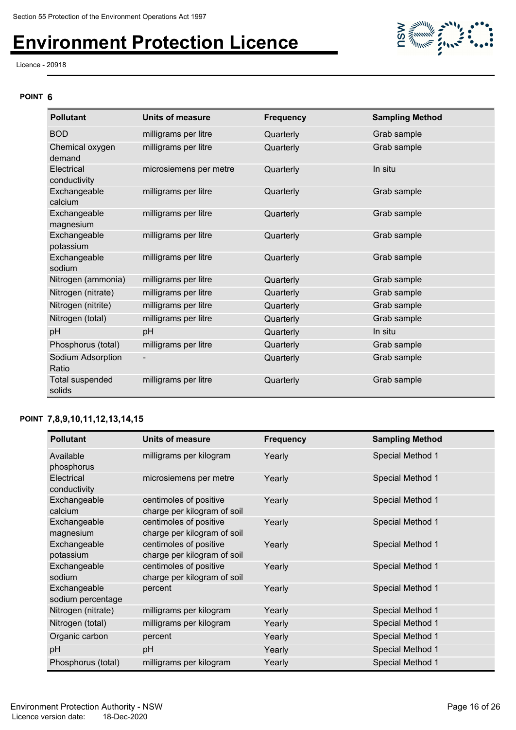**POINT 6**

| Pollutant | Units of measure | Frequency | Sampling Method |
| --- | --- | --- | --- |
| BOD | milligrams per litre | Quarterly | Grab sample |
| Chemical oxygen demand | milligrams per litre | Quarterly | Grab sample |
| Electrical conductivity | microsiemens per metre | Quarterly | In situ |
| Exchangeable calcium | milligrams per litre | Quarterly | Grab sample |
| Exchangeable magnesium | milligrams per litre | Quarterly | Grab sample |
| Exchangeable potassium | milligrams per litre | Quarterly | Grab sample |
| Exchangeable sodium | milligrams per litre | Quarterly | Grab sample |
| Nitrogen (ammonia) | milligrams per litre | Quarterly | Grab sample |
| Nitrogen (nitrate) | milligrams per litre | Quarterly | Grab sample |
| Nitrogen (nitrite) | milligrams per litre | Quarterly | Grab sample |
| Nitrogen (total) | milligrams per litre | Quarterly | Grab sample |
| pH | pH | Quarterly | In situ |
| Phosphorus (total) | milligrams per litre | Quarterly | Grab sample |
| Sodium Adsorption Ratio | - | Quarterly | Grab sample |
| Total suspended solids | milligrams per litre | Quarterly | Grab sample |

**POINT 7,8,9,10,11,12,13,14,15**

| Pollutant | Units of measure | Frequency | Sampling Method |
| --- | --- | --- | --- |
| Available phosphorus | milligrams per kilogram | Yearly | Special Method 1 |
| Electrical conductivity | microsiemens per metre | Yearly | Special Method 1 |
| Exchangeable calcium | centimoles of positive charge per kilogram of soil | Yearly | Special Method 1 |
| Exchangeable magnesium | centimoles of positive charge per kilogram of soil | Yearly | Special Method 1 |
| Exchangeable potassium | centimoles of positive charge per kilogram of soil | Yearly | Special Method 1 |
| Exchangeable sodium | centimoles of positive charge per kilogram of soil | Yearly | Special Method 1 |
| Exchangeable sodium percentage | percent | Yearly | Special Method 1 |
| Nitrogen (nitrate) | milligrams per kilogram | Yearly | Special Method 1 |
| Nitrogen (total) | milligrams per kilogram | Yearly | Special Method 1 |
| Organic carbon | percent | Yearly | Special Method 1 |
| pH | pH | Yearly | Special Method 1 |
| Phosphorus (total) | milligrams per kilogram | Yearly | Special Method 1 |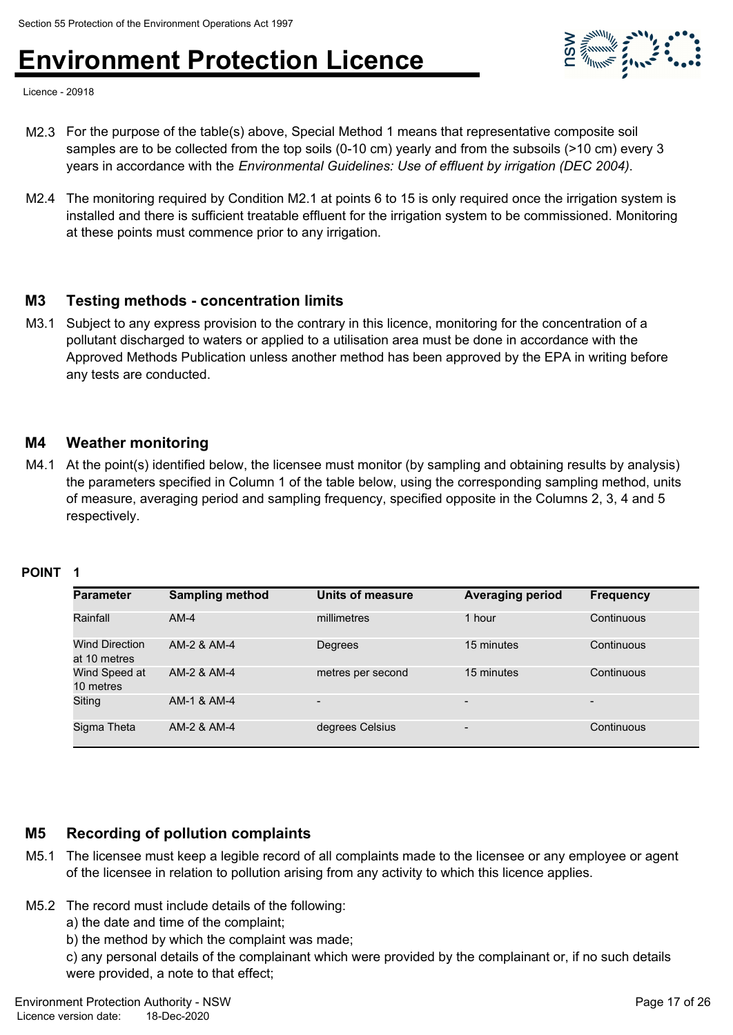M2.3 For the purpose of the table(s) above, Special Method 1 means that representative composite soil samples are to be collected from the top soils (0-10 cm) yearly and from the subsoils (>10 cm) every 3 years in accordance with the *Environmental Guidelines: Use of effluent by irrigation (DEC 2004)*.

M2.4 The monitoring required by Condition M2.1 at points 6 to 15 is only required once the irrigation system is installed and there is sufficient treatable effluent for the irrigation system to be commissioned. Monitoring at these points must commence prior to any irrigation.

## M3 Testing methods - concentration limits

M3.1 Subject to any express provision to the contrary in this licence, monitoring for the concentration of a pollutant discharged to waters or applied to a utilisation area must be done in accordance with the Approved Methods Publication unless another method has been approved by the EPA in writing before any tests are conducted.

## M4 Weather monitoring

M4.1 At the point(s) identified below, the licensee must monitor (by sampling and obtaining results by analysis) the parameters specified in Column 1 of the table below, using the corresponding sampling method, units of measure, averaging period and sampling frequency, specified opposite in the Columns 2, 3, 4 and 5 respectively.

**POINT 1**

| Parameter | Sampling method | Units of measure | Averaging period | Frequency |
|---|---|---|---|---|
| Rainfall | AM-4 | millimetres | 1 hour | Continuous |
| Wind Direction at 10 metres | AM-2 & AM-4 | Degrees | 15 minutes | Continuous |
| Wind Speed at 10 metres | AM-2 & AM-4 | metres per second | 15 minutes | Continuous |
| Siting | AM-1 & AM-4 | - | - | - |
| Sigma Theta | AM-2 & AM-4 | degrees Celsius | - | Continuous |

## M5 Recording of pollution complaints

M5.1 The licensee must keep a legible record of all complaints made to the licensee or any employee or agent of the licensee in relation to pollution arising from any activity to which this licence applies.

M5.2 The record must include details of the following:
a) the date and time of the complaint;
b) the method by which the complaint was made;
c) any personal details of the complainant which were provided by the complainant or, if no such details were provided, a note to that effect;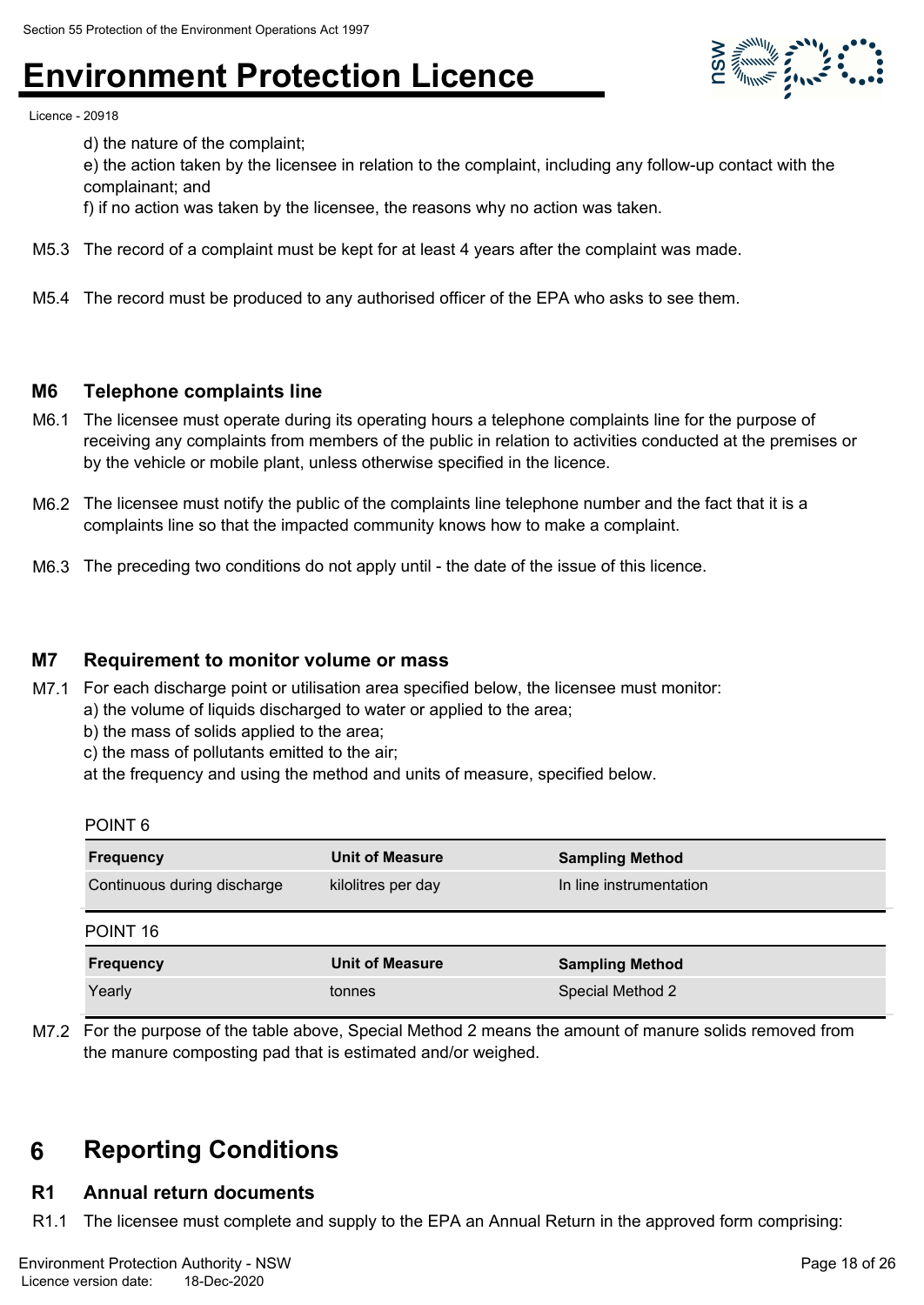d) the nature of the complaint;

e) the action taken by the licensee in relation to the complaint, including any follow-up contact with the complainant; and

f) if no action was taken by the licensee, the reasons why no action was taken.

M5.3 The record of a complaint must be kept for at least 4 years after the complaint was made.

M5.4 The record must be produced to any authorised officer of the EPA who asks to see them.

### M6 Telephone complaints line

M6.1 The licensee must operate during its operating hours a telephone complaints line for the purpose of receiving any complaints from members of the public in relation to activities conducted at the premises or by the vehicle or mobile plant, unless otherwise specified in the licence.

M6.2 The licensee must notify the public of the complaints line telephone number and the fact that it is a complaints line so that the impacted community knows how to make a complaint.

M6.3 The preceding two conditions do not apply until - the date of the issue of this licence.

### M7 Requirement to monitor volume or mass

M7.1 For each discharge point or utilisation area specified below, the licensee must monitor:

a) the volume of liquids discharged to water or applied to the area;

b) the mass of solids applied to the area;

c) the mass of pollutants emitted to the air;

at the frequency and using the method and units of measure, specified below.

POINT 6

| Frequency | Unit of Measure | Sampling Method |
|---|---|---|
| Continuous during discharge | kilolitres per day | In line instrumentation |

POINT 16

| Frequency | Unit of Measure | Sampling Method |
|---|---|---|
| Yearly | tonnes | Special Method 2 |

M7.2 For the purpose of the table above, Special Method 2 means the amount of manure solids removed from the manure composting pad that is estimated and/or weighed.

## 6 Reporting Conditions

### R1 Annual return documents

R1.1 The licensee must complete and supply to the EPA an Annual Return in the approved form comprising: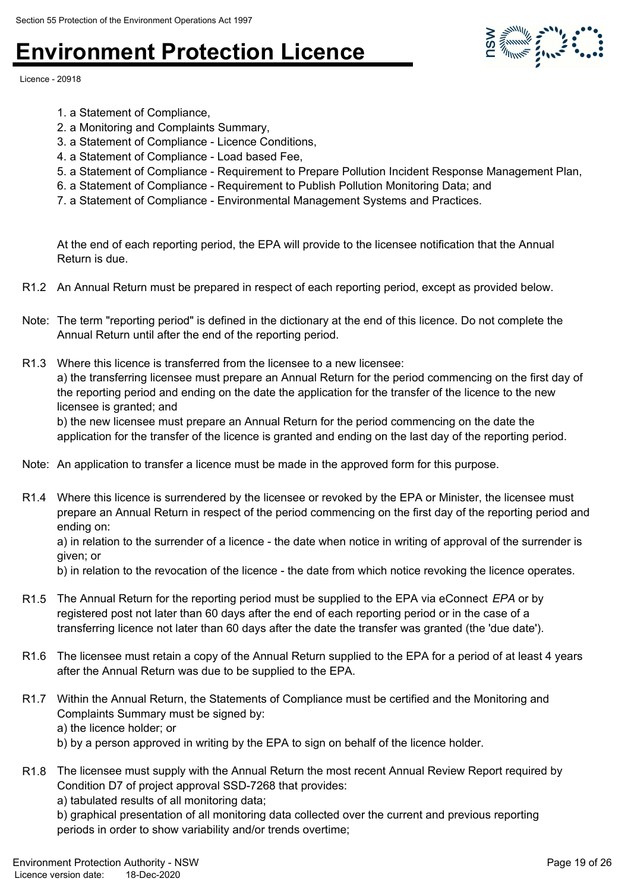1. a Statement of Compliance,
2. a Monitoring and Complaints Summary,
3. a Statement of Compliance - Licence Conditions,
4. a Statement of Compliance - Load based Fee,
5. a Statement of Compliance - Requirement to Prepare Pollution Incident Response Management Plan,
6. a Statement of Compliance - Requirement to Publish Pollution Monitoring Data; and
7. a Statement of Compliance - Environmental Management Systems and Practices.

At the end of each reporting period, the EPA will provide to the licensee notification that the Annual Return is due.

R1.2 An Annual Return must be prepared in respect of each reporting period, except as provided below.

Note: The term "reporting period" is defined in the dictionary at the end of this licence. Do not complete the Annual Return until after the end of the reporting period.

R1.3 Where this licence is transferred from the licensee to a new licensee:
a) the transferring licensee must prepare an Annual Return for the period commencing on the first day of the reporting period and ending on the date the application for the transfer of the licence to the new licensee is granted; and
b) the new licensee must prepare an Annual Return for the period commencing on the date the application for the transfer of the licence is granted and ending on the last day of the reporting period.

Note: An application to transfer a licence must be made in the approved form for this purpose.

R1.4 Where this licence is surrendered by the licensee or revoked by the EPA or Minister, the licensee must prepare an Annual Return in respect of the period commencing on the first day of the reporting period and ending on:
a) in relation to the surrender of a licence - the date when notice in writing of approval of the surrender is given; or
b) in relation to the revocation of the licence - the date from which notice revoking the licence operates.

R1.5 The Annual Return for the reporting period must be supplied to the EPA via eConnect *EPA* or by registered post not later than 60 days after the end of each reporting period or in the case of a transferring licence not later than 60 days after the date the transfer was granted (the 'due date').

R1.6 The licensee must retain a copy of the Annual Return supplied to the EPA for a period of at least 4 years after the Annual Return was due to be supplied to the EPA.

R1.7 Within the Annual Return, the Statements of Compliance must be certified and the Monitoring and Complaints Summary must be signed by:
a) the licence holder; or
b) by a person approved in writing by the EPA to sign on behalf of the licence holder.

R1.8 The licensee must supply with the Annual Return the most recent Annual Review Report required by Condition D7 of project approval SSD-7268 that provides:
a) tabulated results of all monitoring data;
b) graphical presentation of all monitoring data collected over the current and previous reporting periods in order to show variability and/or trends overtime;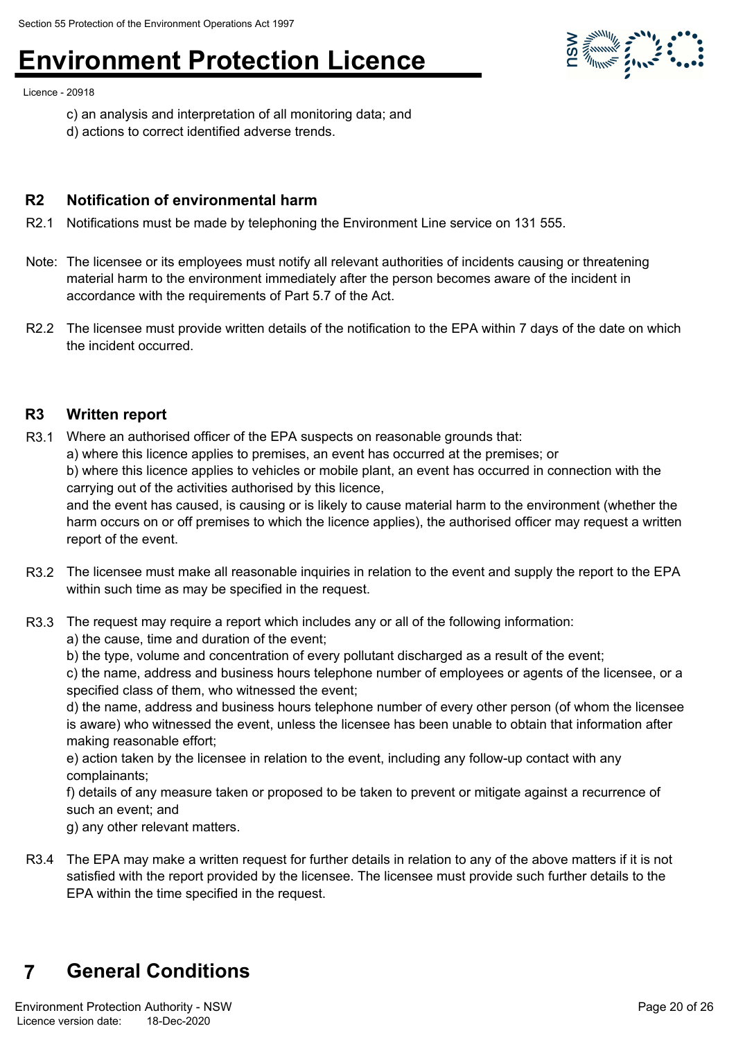c) an analysis and interpretation of all monitoring data; and
d) actions to correct identified adverse trends.

### R2 Notification of environmental harm

R2.1 Notifications must be made by telephoning the Environment Line service on 131 555.

Note: The licensee or its employees must notify all relevant authorities of incidents causing or threatening material harm to the environment immediately after the person becomes aware of the incident in accordance with the requirements of Part 5.7 of the Act.

R2.2 The licensee must provide written details of the notification to the EPA within 7 days of the date on which the incident occurred.

### R3 Written report

R3.1 Where an authorised officer of the EPA suspects on reasonable grounds that:
a) where this licence applies to premises, an event has occurred at the premises; or
b) where this licence applies to vehicles or mobile plant, an event has occurred in connection with the carrying out of the activities authorised by this licence,
and the event has caused, is causing or is likely to cause material harm to the environment (whether the harm occurs on or off premises to which the licence applies), the authorised officer may request a written report of the event.

R3.2 The licensee must make all reasonable inquiries in relation to the event and supply the report to the EPA within such time as may be specified in the request.

R3.3 The request may require a report which includes any or all of the following information:
a) the cause, time and duration of the event;
b) the type, volume and concentration of every pollutant discharged as a result of the event;
c) the name, address and business hours telephone number of employees or agents of the licensee, or a specified class of them, who witnessed the event;
d) the name, address and business hours telephone number of every other person (of whom the licensee is aware) who witnessed the event, unless the licensee has been unable to obtain that information after making reasonable effort;
e) action taken by the licensee in relation to the event, including any follow-up contact with any complainants;
f) details of any measure taken or proposed to be taken to prevent or mitigate against a recurrence of such an event; and
g) any other relevant matters.

R3.4 The EPA may make a written request for further details in relation to any of the above matters if it is not satisfied with the report provided by the licensee. The licensee must provide such further details to the EPA within the time specified in the request.

## 7 General Conditions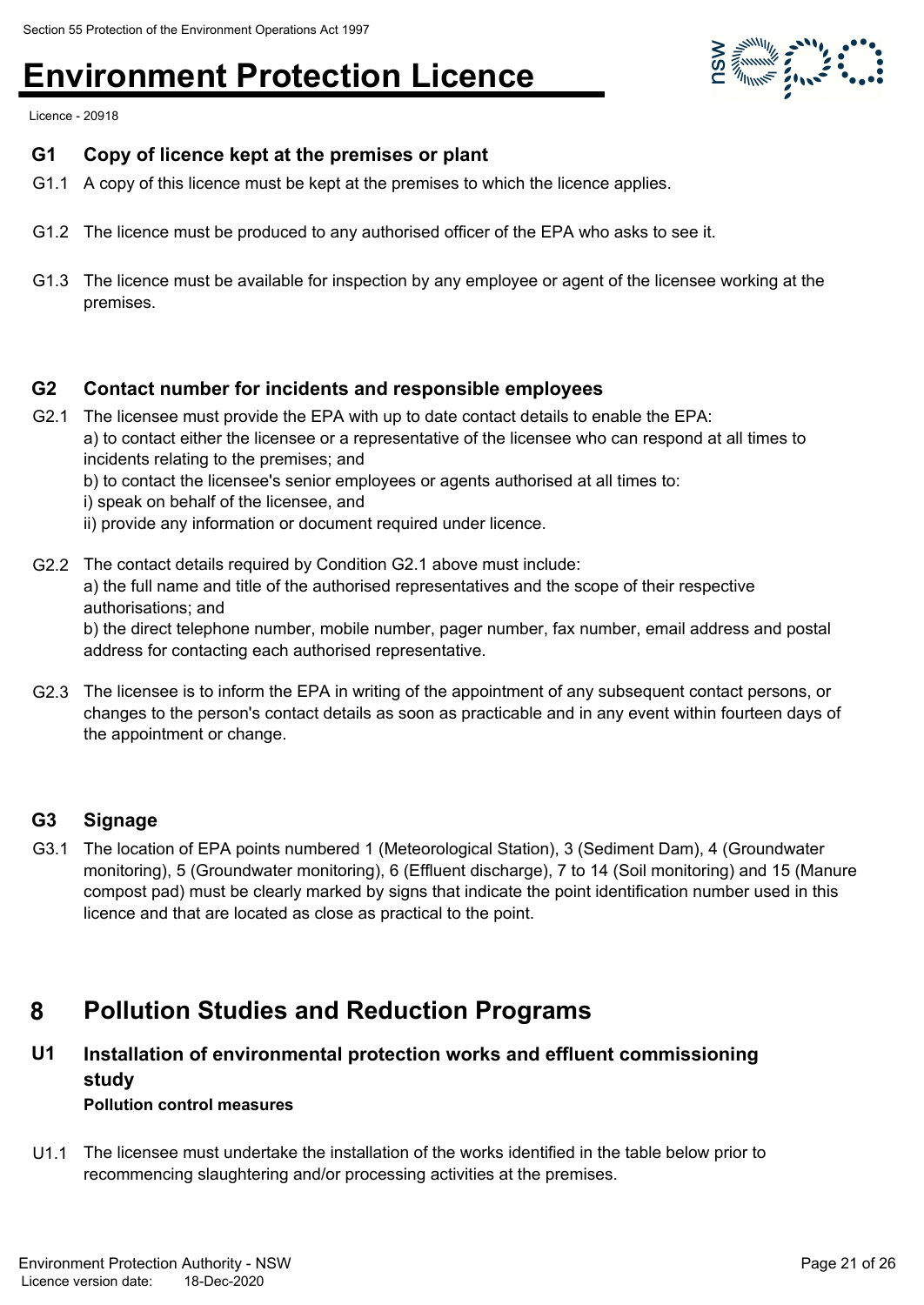### G1 Copy of licence kept at the premises or plant

G1.1 A copy of this licence must be kept at the premises to which the licence applies.

G1.2 The licence must be produced to any authorised officer of the EPA who asks to see it.

G1.3 The licence must be available for inspection by any employee or agent of the licensee working at the premises.

### G2 Contact number for incidents and responsible employees

G2.1 The licensee must provide the EPA with up to date contact details to enable the EPA:
a) to contact either the licensee or a representative of the licensee who can respond at all times to incidents relating to the premises; and
b) to contact the licensee's senior employees or agents authorised at all times to:
i) speak on behalf of the licensee, and
ii) provide any information or document required under licence.

G2.2 The contact details required by Condition G2.1 above must include:
a) the full name and title of the authorised representatives and the scope of their respective authorisations; and
b) the direct telephone number, mobile number, pager number, fax number, email address and postal address for contacting each authorised representative.

G2.3 The licensee is to inform the EPA in writing of the appointment of any subsequent contact persons, or changes to the person's contact details as soon as practicable and in any event within fourteen days of the appointment or change.

### G3 Signage

G3.1 The location of EPA points numbered 1 (Meteorological Station), 3 (Sediment Dam), 4 (Groundwater monitoring), 5 (Groundwater monitoring), 6 (Effluent discharge), 7 to 14 (Soil monitoring) and 15 (Manure compost pad) must be clearly marked by signs that indicate the point identification number used in this licence and that are located as close as practical to the point.

## 8 Pollution Studies and Reduction Programs

### U1 Installation of environmental protection works and effluent commissioning study

**Pollution control measures**

U1.1 The licensee must undertake the installation of the works identified in the table below prior to recommencing slaughtering and/or processing activities at the premises.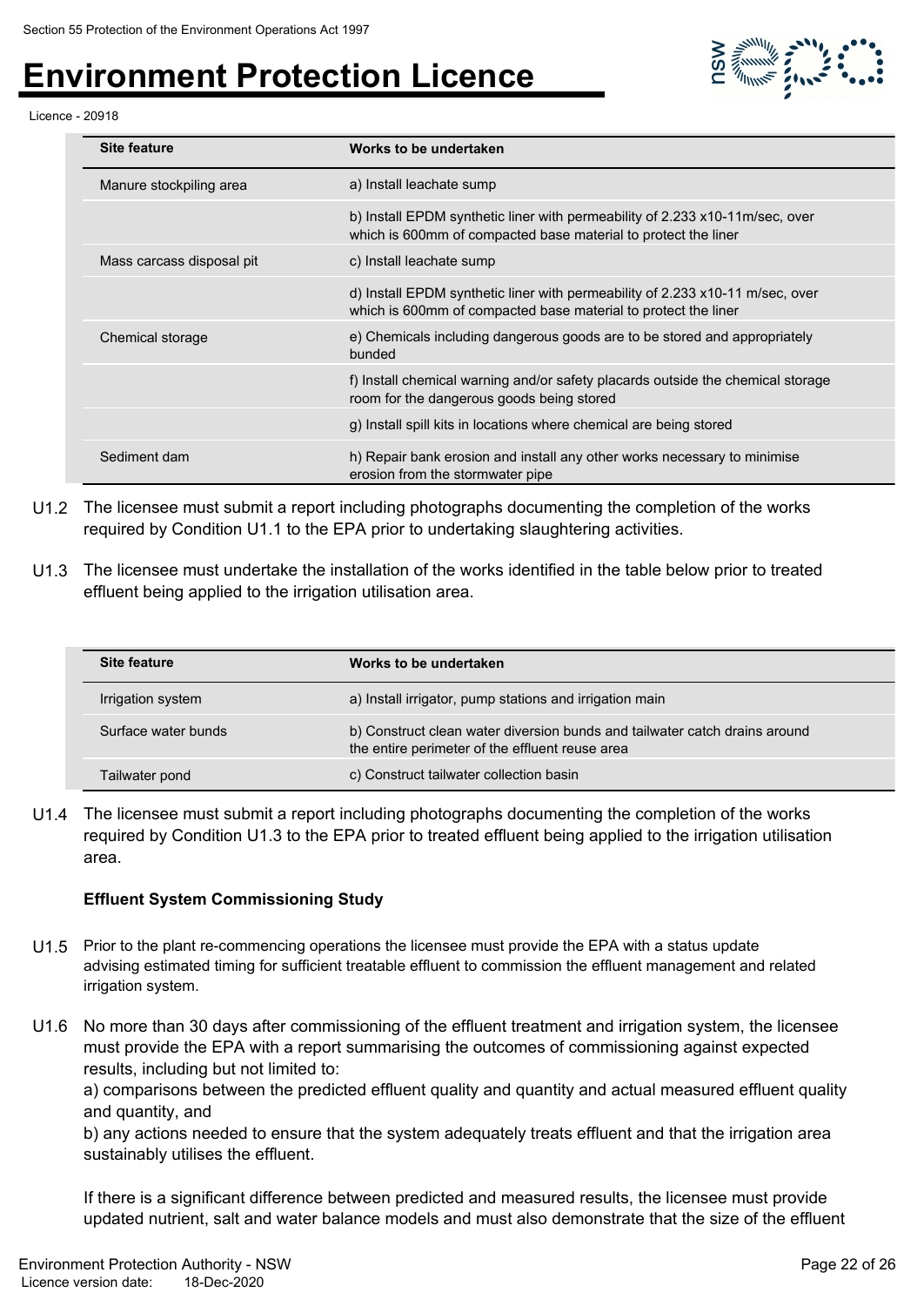| Site feature | Works to be undertaken |
| --- | --- |
| Manure stockpiling area | a) Install leachate sump |
| | b) Install EPDM synthetic liner with permeability of 2.233 x10-11m/sec, over which is 600mm of compacted base material to protect the liner |
| Mass carcass disposal pit | c) Install leachate sump |
| | d) Install EPDM synthetic liner with permeability of 2.233 x10-11 m/sec, over which is 600mm of compacted base material to protect the liner |
| Chemical storage | e) Chemicals including dangerous goods are to be stored and appropriately bunded |
| | f) Install chemical warning and/or safety placards outside the chemical storage room for the dangerous goods being stored |
| | g) Install spill kits in locations where chemical are being stored |
| Sediment dam | h) Repair bank erosion and install any other works necessary to minimise erosion from the stormwater pipe |

U1.2 The licensee must submit a report including photographs documenting the completion of the works required by Condition U1.1 to the EPA prior to undertaking slaughtering activities.

U1.3 The licensee must undertake the installation of the works identified in the table below prior to treated effluent being applied to the irrigation utilisation area.

| Site feature | Works to be undertaken |
| --- | --- |
| Irrigation system | a) Install irrigator, pump stations and irrigation main |
| Surface water bunds | b) Construct clean water diversion bunds and tailwater catch drains around the entire perimeter of the effluent reuse area |
| Tailwater pond | c) Construct tailwater collection basin |

U1.4 The licensee must submit a report including photographs documenting the completion of the works required by Condition U1.3 to the EPA prior to treated effluent being applied to the irrigation utilisation area.

**Effluent System Commissioning Study**

U1.5 Prior to the plant re-commencing operations the licensee must provide the EPA with a status update advising estimated timing for sufficient treatable effluent to commission the effluent management and related irrigation system.

U1.6 No more than 30 days after commissioning of the effluent treatment and irrigation system, the licensee must provide the EPA with a report summarising the outcomes of commissioning against expected results, including but not limited to:
a) comparisons between the predicted effluent quality and quantity and actual measured effluent quality and quantity, and
b) any actions needed to ensure that the system adequately treats effluent and that the irrigation area sustainably utilises the effluent.

If there is a significant difference between predicted and measured results, the licensee must provide updated nutrient, salt and water balance models and must also demonstrate that the size of the effluent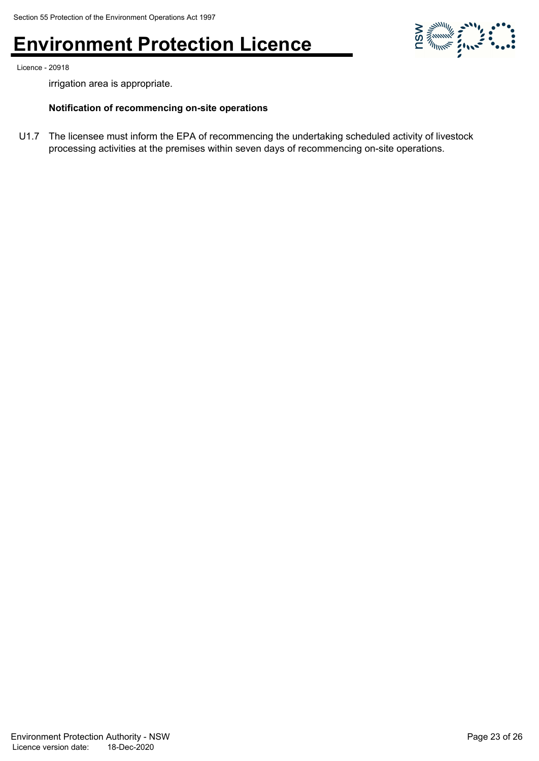irrigation area is appropriate.

**Notification of recommencing on-site operations**

U1.7 The licensee must inform the EPA of recommencing the undertaking scheduled activity of livestock processing activities at the premises within seven days of recommencing on-site operations.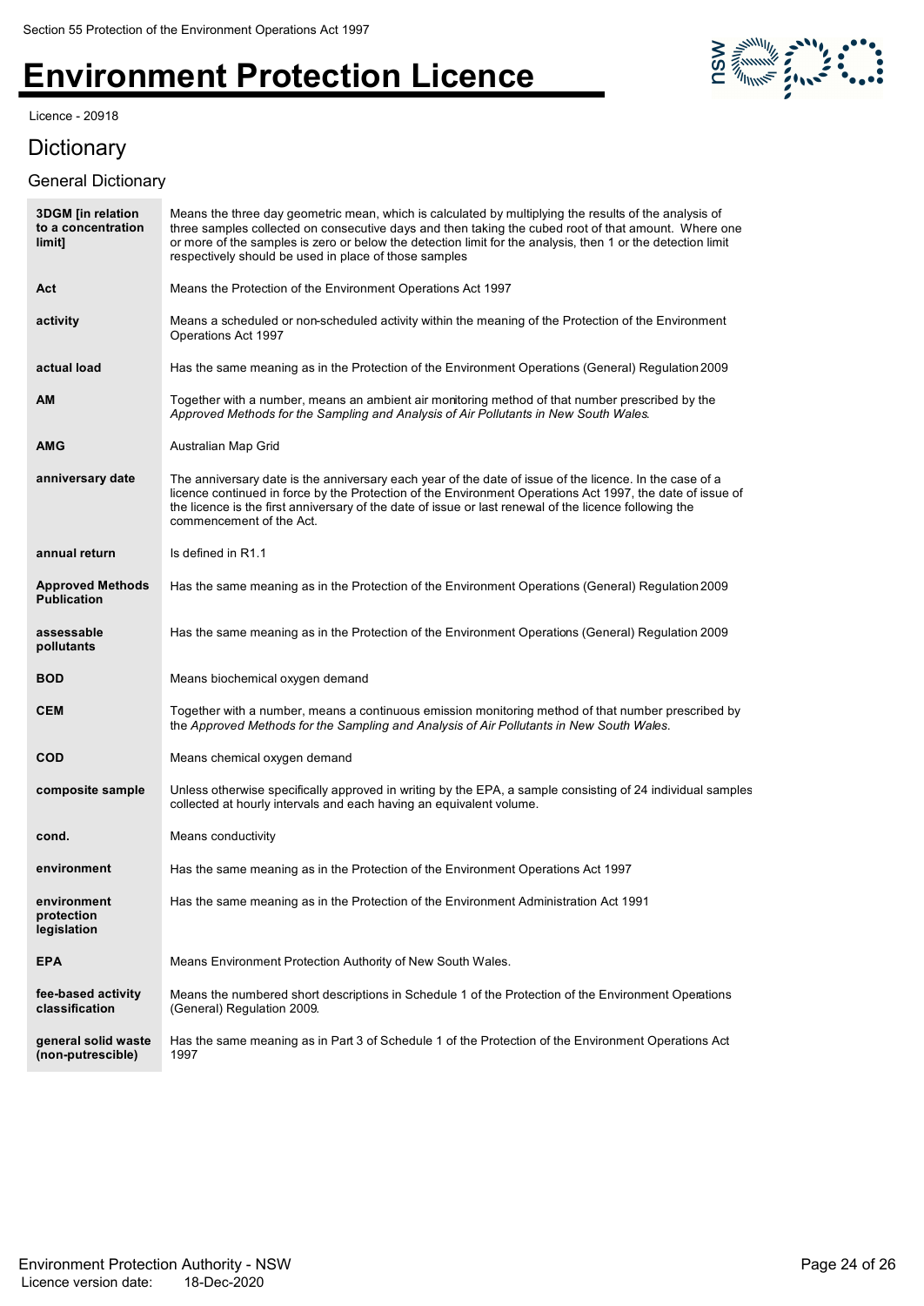Section 55 Protection of the Environment Operations Act 1997

# Environment Protection Licence

Licence - 20918

## Dictionary

### General Dictionary

| | |
|---|---|
| **3DGM [in relation to a concentration limit]** | Means the three day geometric mean, which is calculated by multiplying the results of the analysis of three samples collected on consecutive days and then taking the cubed root of that amount. Where one or more of the samples is zero or below the detection limit for the analysis, then 1 or the detection limit respectively should be used in place of those samples |
| **Act** | Means the Protection of the Environment Operations Act 1997 |
| **activity** | Means a scheduled or non-scheduled activity within the meaning of the Protection of the Environment Operations Act 1997 |
| **actual load** | Has the same meaning as in the Protection of the Environment Operations (General) Regulation 2009 |
| **AM** | Together with a number, means an ambient air monitoring method of that number prescribed by the *Approved Methods for the Sampling and Analysis of Air Pollutants in New South Wales*. |
| **AMG** | Australian Map Grid |
| **anniversary date** | The anniversary date is the anniversary each year of the date of issue of the licence. In the case of a licence continued in force by the Protection of the Environment Operations Act 1997, the date of issue of the licence is the first anniversary of the date of issue or last renewal of the licence following the commencement of the Act. |
| **annual return** | Is defined in R1.1 |
| **Approved Methods Publication** | Has the same meaning as in the Protection of the Environment Operations (General) Regulation 2009 |
| **assessable pollutants** | Has the same meaning as in the Protection of the Environment Operations (General) Regulation 2009 |
| **BOD** | Means biochemical oxygen demand |
| **CEM** | Together with a number, means a continuous emission monitoring method of that number prescribed by the *Approved Methods for the Sampling and Analysis of Air Pollutants in New South Wales*. |
| **COD** | Means chemical oxygen demand |
| **composite sample** | Unless otherwise specifically approved in writing by the EPA, a sample consisting of 24 individual samples collected at hourly intervals and each having an equivalent volume. |
| **cond.** | Means conductivity |
| **environment** | Has the same meaning as in the Protection of the Environment Operations Act 1997 |
| **environment protection legislation** | Has the same meaning as in the Protection of the Environment Administration Act 1991 |
| **EPA** | Means Environment Protection Authority of New South Wales. |
| **fee-based activity classification** | Means the numbered short descriptions in Schedule 1 of the Protection of the Environment Operations (General) Regulation 2009. |
| **general solid waste (non-putrescible)** | Has the same meaning as in Part 3 of Schedule 1 of the Protection of the Environment Operations Act 1997 |

Environment Protection Authority - NSW
Licence version date: 18-Dec-2020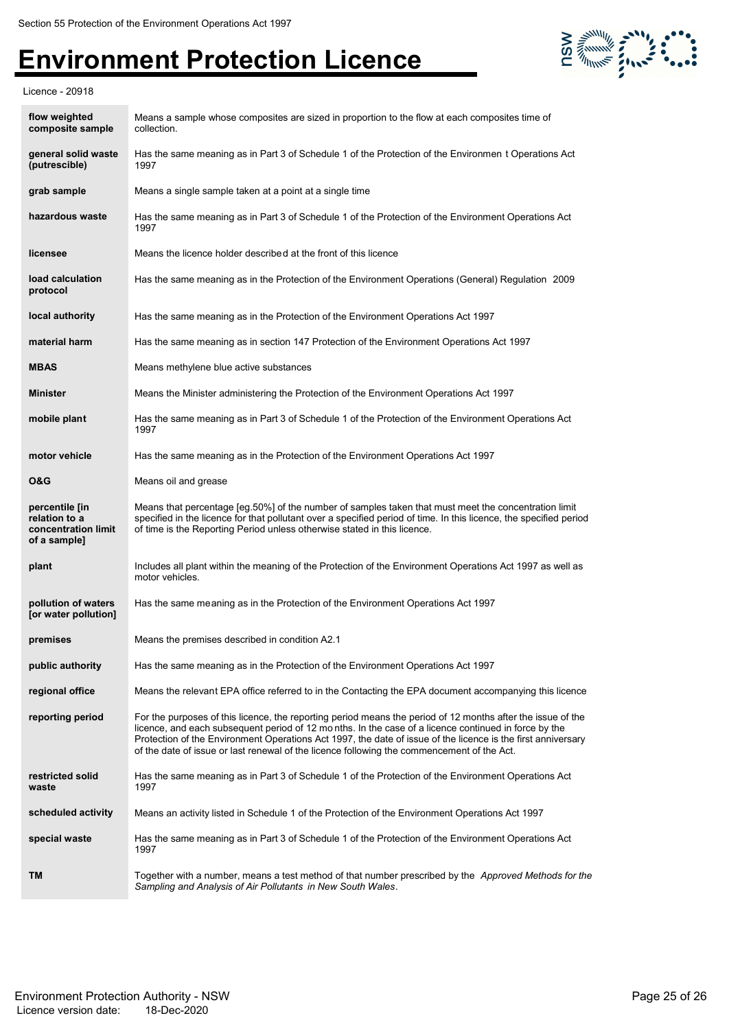| | |
|---|---|
| **flow weighted composite sample** | Means a sample whose composites are sized in proportion to the flow at each composites time of collection. |
| **general solid waste (putrescible)** | Has the same meaning as in Part 3 of Schedule 1 of the Protection of the Environmen t Operations Act 1997 |
| **grab sample** | Means a single sample taken at a point at a single time |
| **hazardous waste** | Has the same meaning as in Part 3 of Schedule 1 of the Protection of the Environment Operations Act 1997 |
| **licensee** | Means the licence holder described at the front of this licence |
| **load calculation protocol** | Has the same meaning as in the Protection of the Environment Operations (General) Regulation 2009 |
| **local authority** | Has the same meaning as in the Protection of the Environment Operations Act 1997 |
| **material harm** | Has the same meaning as in section 147 Protection of the Environment Operations Act 1997 |
| **MBAS** | Means methylene blue active substances |
| **Minister** | Means the Minister administering the Protection of the Environment Operations Act 1997 |
| **mobile plant** | Has the same meaning as in Part 3 of Schedule 1 of the Protection of the Environment Operations Act 1997 |
| **motor vehicle** | Has the same meaning as in the Protection of the Environment Operations Act 1997 |
| **O&G** | Means oil and grease |
| **percentile [in relation to a concentration limit of a sample]** | Means that percentage [eg.50%] of the number of samples taken that must meet the concentration limit specified in the licence for that pollutant over a specified period of time. In this licence, the specified period of time is the Reporting Period unless otherwise stated in this licence. |
| **plant** | Includes all plant within the meaning of the Protection of the Environment Operations Act 1997 as well as motor vehicles. |
| **pollution of waters [or water pollution]** | Has the same meaning as in the Protection of the Environment Operations Act 1997 |
| **premises** | Means the premises described in condition A2.1 |
| **public authority** | Has the same meaning as in the Protection of the Environment Operations Act 1997 |
| **regional office** | Means the relevant EPA office referred to in the Contacting the EPA document accompanying this licence |
| **reporting period** | For the purposes of this licence, the reporting period means the period of 12 months after the issue of the licence, and each subsequent period of 12 mo nths. In the case of a licence continued in force by the Protection of the Environment Operations Act 1997, the date of issue of the licence is the first anniversary of the date of issue or last renewal of the licence following the commencement of the Act. |
| **restricted solid waste** | Has the same meaning as in Part 3 of Schedule 1 of the Protection of the Environment Operations Act 1997 |
| **scheduled activity** | Means an activity listed in Schedule 1 of the Protection of the Environment Operations Act 1997 |
| **special waste** | Has the same meaning as in Part 3 of Schedule 1 of the Protection of the Environment Operations Act 1997 |
| **TM** | Together with a number, means a test method of that number prescribed by the *Approved Methods for the Sampling and Analysis of Air Pollutants in New South Wales*. |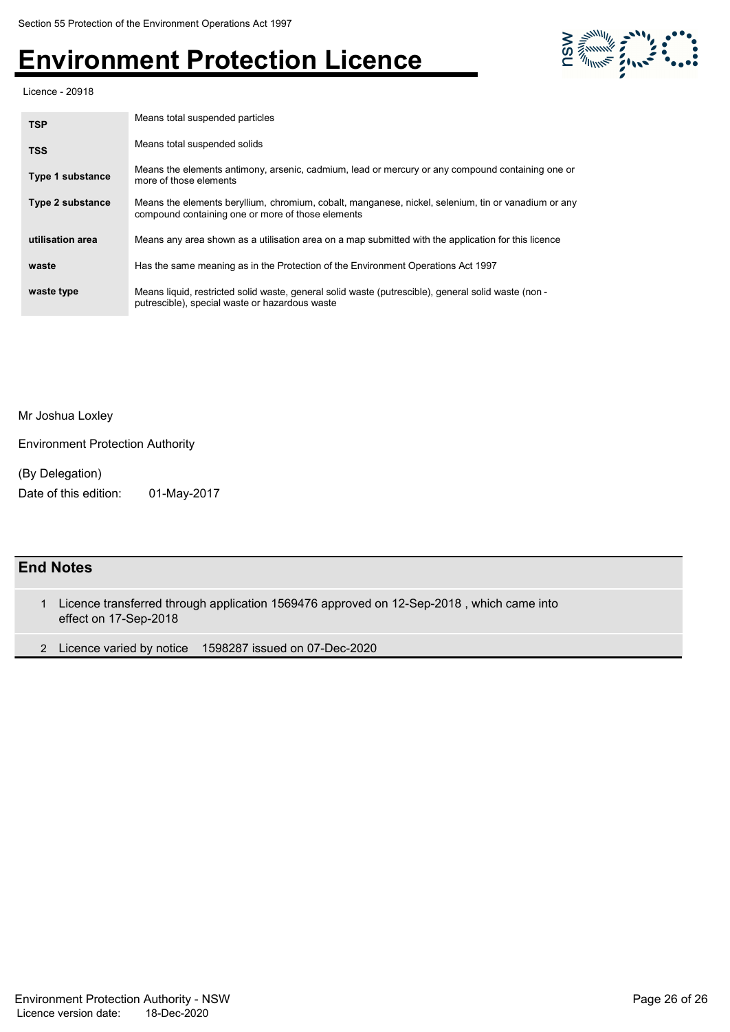| | |
|---|---|
| **TSP** | Means total suspended particles |
| **TSS** | Means total suspended solids |
| **Type 1 substance** | Means the elements antimony, arsenic, cadmium, lead or mercury or any compound containing one or more of those elements |
| **Type 2 substance** | Means the elements beryllium, chromium, cobalt, manganese, nickel, selenium, tin or vanadium or any compound containing one or more of those elements |
| **utilisation area** | Means any area shown as a utilisation area on a map submitted with the application for this licence |
| **waste** | Has the same meaning as in the Protection of the Environment Operations Act 1997 |
| **waste type** | Means liquid, restricted solid waste, general solid waste (putrescible), general solid waste (non - putrescible), special waste or hazardous waste |

Mr Joshua Loxley

Environment Protection Authority

(By Delegation)

Date of this edition: 01-May-2017

## End Notes

1 Licence transferred through application 1569476 approved on 12-Sep-2018 , which came into effect on 17-Sep-2018

2 Licence varied by notice 1598287 issued on 07-Dec-2020